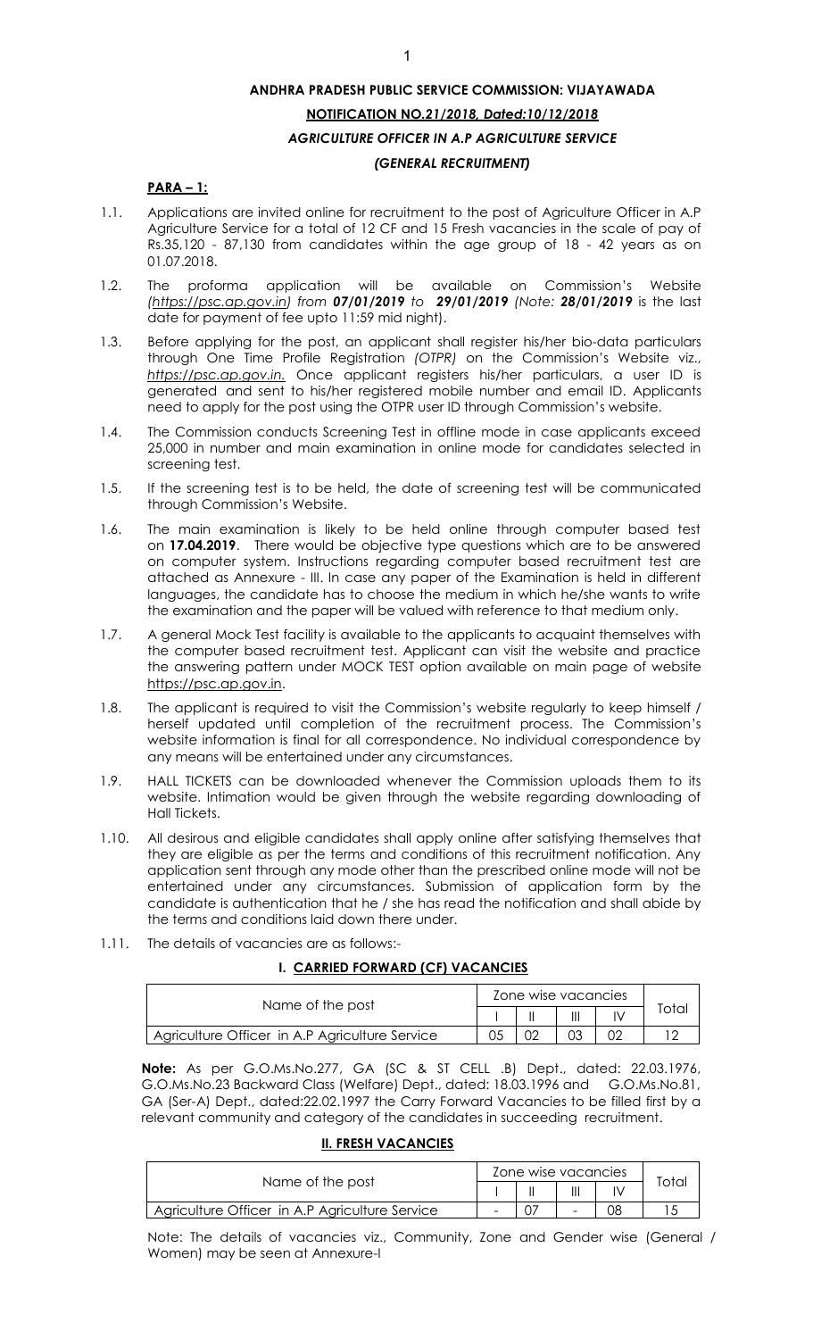# ANDHRA PRADESH PUBLIC SERVICE COMMISSION: VIJAYAWADA

## NOTIFICATION NO.*21/2018, Dated:10/12/2018*

### *AGRICULTURE OFFICER IN A.P AGRICULTURE SERVICE*

### *(GENERAL RECRUITMENT)*

**PARA – 1:**

1.1. Applications are invited online for recruitment to the post of Agriculture Officer in A.P Agriculture Service for a total of 12 CF and 15 Fresh vacancies in the scale of pay of Rs.35,120 - 87,130 from candidates within the age group of 18 - 42 years as on 01.07.2018.

1.2. The proforma application will be available on Commission's Website *(https://psc.ap.gov.in) from **07/01/2019** to **29/01/2019** (Note: **28/01/2019*** is the last date for payment of fee upto 11:59 mid night).

1.3. Before applying for the post, an applicant shall register his/her bio-data particulars through One Time Profile Registration *(OTPR)* on the Commission's Website viz., *https://psc.ap.gov.in.* Once applicant registers his/her particulars, a user ID is generated and sent to his/her registered mobile number and email ID. Applicants need to apply for the post using the OTPR user ID through Commission's website.

1.4. The Commission conducts Screening Test in offline mode in case applicants exceed 25,000 in number and main examination in online mode for candidates selected in screening test.

1.5. If the screening test is to be held, the date of screening test will be communicated through Commission's Website.

1.6. The main examination is likely to be held online through computer based test on **17.04.2019**. There would be objective type questions which are to be answered on computer system. Instructions regarding computer based recruitment test are attached as Annexure - III. In case any paper of the Examination is held in different languages, the candidate has to choose the medium in which he/she wants to write the examination and the paper will be valued with reference to that medium only.

1.7. A general Mock Test facility is available to the applicants to acquaint themselves with the computer based recruitment test. Applicant can visit the website and practice the answering pattern under MOCK TEST option available on main page of website https://psc.ap.gov.in.

1.8. The applicant is required to visit the Commission's website regularly to keep himself / herself updated until completion of the recruitment process. The Commission's website information is final for all correspondence. No individual correspondence by any means will be entertained under any circumstances.

1.9. HALL TICKETS can be downloaded whenever the Commission uploads them to its website. Intimation would be given through the website regarding downloading of Hall Tickets.

1.10. All desirous and eligible candidates shall apply online after satisfying themselves that they are eligible as per the terms and conditions of this recruitment notification. Any application sent through any mode other than the prescribed online mode will not be entertained under any circumstances. Submission of application form by the candidate is authentication that he / she has read the notification and shall abide by the terms and conditions laid down there under.

1.11. The details of vacancies are as follows:-

**I. CARRIED FORWARD (CF) VACANCIES**

| Name of the post | Zone wise vacancies | | | | Total |
|---|---|---|---|---|---|
| | I | II | III | IV | |
| Agriculture Officer in A.P Agriculture Service | 05 | 02 | 03 | 02 | 12 |

**Note:** As per G.O.Ms.No.277, GA (SC & ST CELL .B) Dept., dated: 22.03.1976, G.O.Ms.No.23 Backward Class (Welfare) Dept., dated: 18.03.1996 and G.O.Ms.No.81, GA (Ser-A) Dept., dated:22.02.1997 the Carry Forward Vacancies to be filled first by a relevant community and category of the candidates in succeeding recruitment.

**II. FRESH VACANCIES**

| Name of the post | Zone wise vacancies | | | | Total |
|---|---|---|---|---|---|
| | I | II | III | IV | |
| Agriculture Officer in A.P Agriculture Service | - | 07 | - | 08 | 15 |

Note: The details of vacancies viz., Community, Zone and Gender wise (General / Women) may be seen at Annexure-I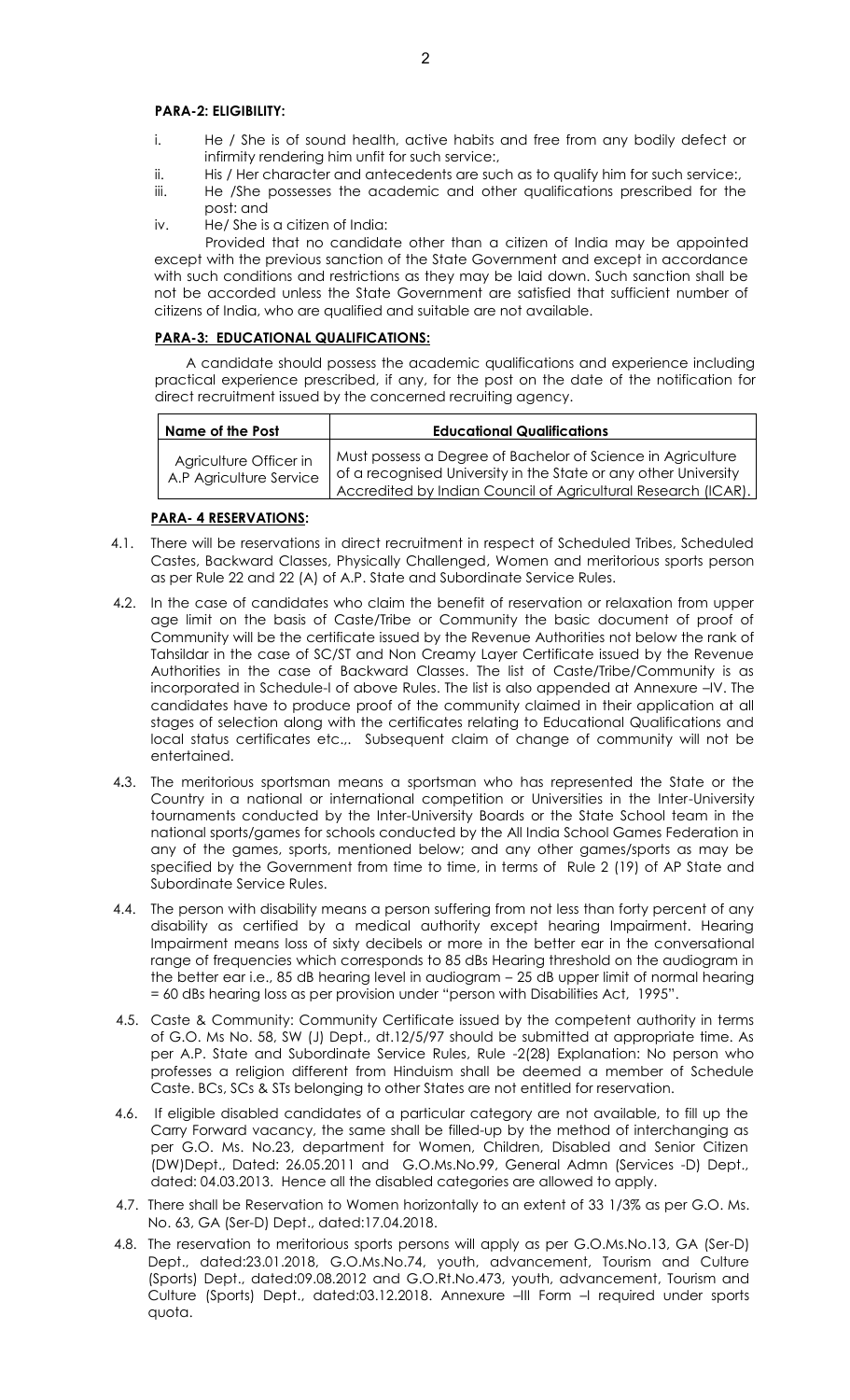**PARA-2: ELIGIBILITY:**

i. He / She is of sound health, active habits and free from any bodily defect or infirmity rendering him unfit for such service:,

ii. His / Her character and antecedents are such as to qualify him for such service:,

iii. He /She possesses the academic and other qualifications prescribed for the post: and

iv. He/ She is a citizen of India:

Provided that no candidate other than a citizen of India may be appointed except with the previous sanction of the State Government and except in accordance with such conditions and restrictions as they may be laid down. Such sanction shall be not be accorded unless the State Government are satisfied that sufficient number of citizens of India, who are qualified and suitable are not available.

**PARA-3: EDUCATIONAL QUALIFICATIONS:**

A candidate should possess the academic qualifications and experience including practical experience prescribed, if any, for the post on the date of the notification for direct recruitment issued by the concerned recruiting agency.

| Name of the Post | Educational Qualifications |
|---|---|
| Agriculture Officer in A.P Agriculture Service | Must possess a Degree of Bachelor of Science in Agriculture of a recognised University in the State or any other University Accredited by Indian Council of Agricultural Research (ICAR). |

**PARA- 4 RESERVATIONS:**

4.1. There will be reservations in direct recruitment in respect of Scheduled Tribes, Scheduled Castes, Backward Classes, Physically Challenged, Women and meritorious sports person as per Rule 22 and 22 (A) of A.P. State and Subordinate Service Rules.

4.2. In the case of candidates who claim the benefit of reservation or relaxation from upper age limit on the basis of Caste/Tribe or Community the basic document of proof of Community will be the certificate issued by the Revenue Authorities not below the rank of Tahsildar in the case of SC/ST and Non Creamy Layer Certificate issued by the Revenue Authorities in the case of Backward Classes. The list of Caste/Tribe/Community is as incorporated in Schedule-I of above Rules. The list is also appended at Annexure –IV. The candidates have to produce proof of the community claimed in their application at all stages of selection along with the certificates relating to Educational Qualifications and local status certificates etc.,. Subsequent claim of change of community will not be entertained.

4.3. The meritorious sportsman means a sportsman who has represented the State or the Country in a national or international competition or Universities in the Inter-University tournaments conducted by the Inter-University Boards or the State School team in the national sports/games for schools conducted by the All India School Games Federation in any of the games, sports, mentioned below; and any other games/sports as may be specified by the Government from time to time, in terms of Rule 2 (19) of AP State and Subordinate Service Rules.

4.4. The person with disability means a person suffering from not less than forty percent of any disability as certified by a medical authority except hearing Impairment. Hearing Impairment means loss of sixty decibels or more in the better ear in the conversational range of frequencies which corresponds to 85 dBs Hearing threshold on the audiogram in the better ear i.e., 85 dB hearing level in audiogram – 25 dB upper limit of normal hearing = 60 dBs hearing loss as per provision under "person with Disabilities Act, 1995".

4.5. Caste & Community: Community Certificate issued by the competent authority in terms of G.O. Ms No. 58, SW (J) Dept., dt.12/5/97 should be submitted at appropriate time. As per A.P. State and Subordinate Service Rules, Rule -2(28) Explanation: No person who professes a religion different from Hinduism shall be deemed a member of Schedule Caste. BCs, SCs & STs belonging to other States are not entitled for reservation.

4.6. If eligible disabled candidates of a particular category are not available, to fill up the Carry Forward vacancy, the same shall be filled-up by the method of interchanging as per G.O. Ms. No.23, department for Women, Children, Disabled and Senior Citizen (DW)Dept., Dated: 26.05.2011 and G.O.Ms.No.99, General Admn (Services -D) Dept., dated: 04.03.2013. Hence all the disabled categories are allowed to apply.

4.7. There shall be Reservation to Women horizontally to an extent of 33 1/3% as per G.O. Ms. No. 63, GA (Ser-D) Dept., dated:17.04.2018.

4.8. The reservation to meritorious sports persons will apply as per G.O.Ms.No.13, GA (Ser-D) Dept., dated:23.01.2018, G.O.Ms.No.74, youth, advancement, Tourism and Culture (Sports) Dept., dated:09.08.2012 and G.O.Rt.No.473, youth, advancement, Tourism and Culture (Sports) Dept., dated:03.12.2018. Annexure –III Form –I required under sports quota.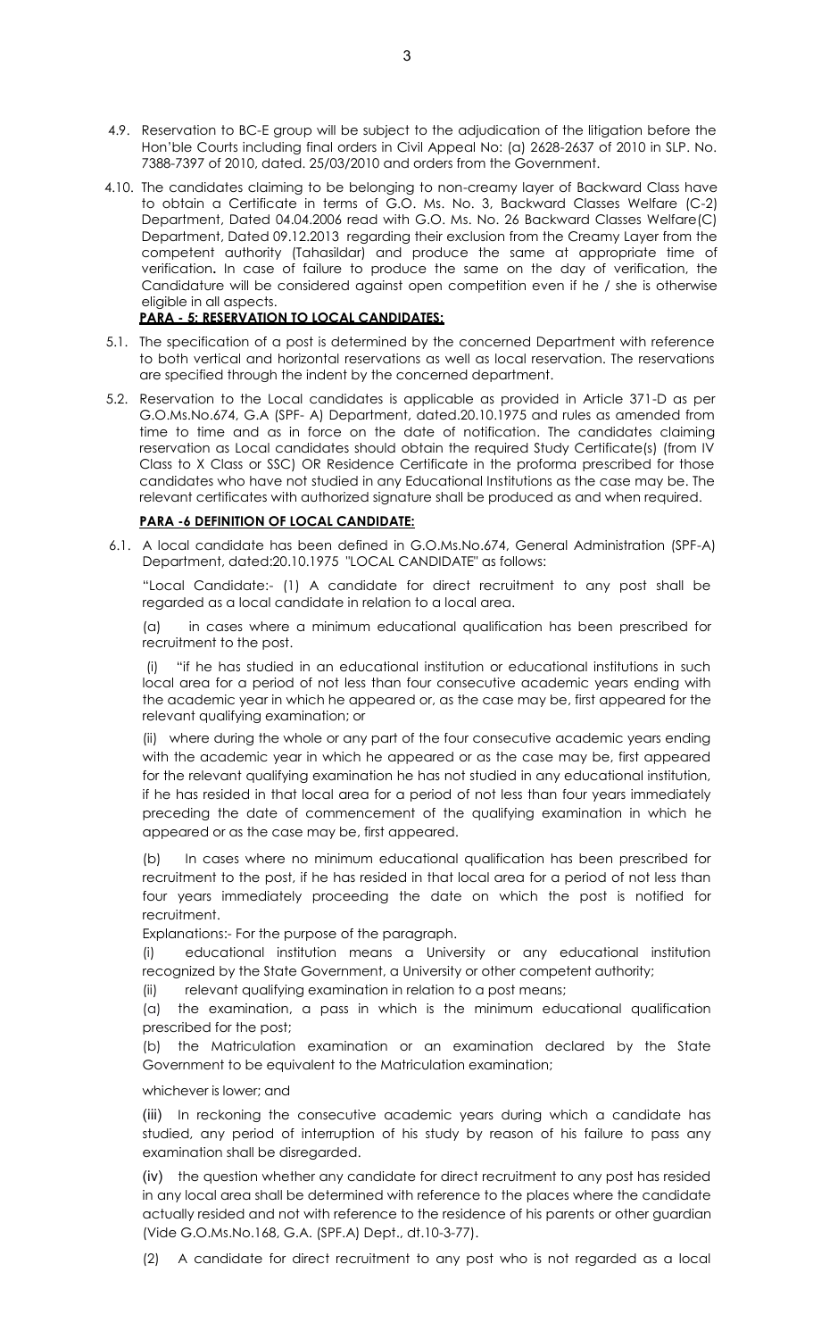4.9. Reservation to BC-E group will be subject to the adjudication of the litigation before the Hon'ble Courts including final orders in Civil Appeal No: (a) 2628-2637 of 2010 in SLP. No. 7388-7397 of 2010, dated. 25/03/2010 and orders from the Government.

4.10. The candidates claiming to be belonging to non-creamy layer of Backward Class have to obtain a Certificate in terms of G.O. Ms. No. 3, Backward Classes Welfare (C-2) Department, Dated 04.04.2006 read with G.O. Ms. No. 26 Backward Classes Welfare(C) Department, Dated 09.12.2013 regarding their exclusion from the Creamy Layer from the competent authority (Tahasildar) and produce the same at appropriate time of verification**.** In case of failure to produce the same on the day of verification, the Candidature will be considered against open competition even if he / she is otherwise eligible in all aspects.

**PARA - 5: RESERVATION TO LOCAL CANDIDATES:**

5.1. The specification of a post is determined by the concerned Department with reference to both vertical and horizontal reservations as well as local reservation. The reservations are specified through the indent by the concerned department.

5.2. Reservation to the Local candidates is applicable as provided in Article 371-D as per G.O.Ms.No.674, G.A (SPF- A) Department, dated.20.10.1975 and rules as amended from time to time and as in force on the date of notification. The candidates claiming reservation as Local candidates should obtain the required Study Certificate(s) (from IV Class to X Class or SSC) OR Residence Certificate in the proforma prescribed for those candidates who have not studied in any Educational Institutions as the case may be. The relevant certificates with authorized signature shall be produced as and when required.

**PARA -6 DEFINITION OF LOCAL CANDIDATE:**

6.1. A local candidate has been defined in G.O.Ms.No.674, General Administration (SPF-A) Department, dated:20.10.1975 "LOCAL CANDIDATE" as follows:

"Local Candidate:- (1) A candidate for direct recruitment to any post shall be regarded as a local candidate in relation to a local area.

(a) in cases where a minimum educational qualification has been prescribed for recruitment to the post.

(i) "if he has studied in an educational institution or educational institutions in such local area for a period of not less than four consecutive academic years ending with the academic year in which he appeared or, as the case may be, first appeared for the relevant qualifying examination; or

(ii) where during the whole or any part of the four consecutive academic years ending with the academic year in which he appeared or as the case may be, first appeared for the relevant qualifying examination he has not studied in any educational institution, if he has resided in that local area for a period of not less than four years immediately preceding the date of commencement of the qualifying examination in which he appeared or as the case may be, first appeared.

(b) In cases where no minimum educational qualification has been prescribed for recruitment to the post, if he has resided in that local area for a period of not less than four years immediately proceeding the date on which the post is notified for recruitment.

Explanations:- For the purpose of the paragraph.

(i) educational institution means a University or any educational institution recognized by the State Government, a University or other competent authority;

(ii) relevant qualifying examination in relation to a post means;

(a) the examination, a pass in which is the minimum educational qualification prescribed for the post;

(b) the Matriculation examination or an examination declared by the State Government to be equivalent to the Matriculation examination;

whichever is lower; and

(iii) In reckoning the consecutive academic years during which a candidate has studied, any period of interruption of his study by reason of his failure to pass any examination shall be disregarded.

(iv) the question whether any candidate for direct recruitment to any post has resided in any local area shall be determined with reference to the places where the candidate actually resided and not with reference to the residence of his parents or other guardian (Vide G.O.Ms.No.168, G.A. (SPF.A) Dept., dt.10-3-77).

(2) A candidate for direct recruitment to any post who is not regarded as a local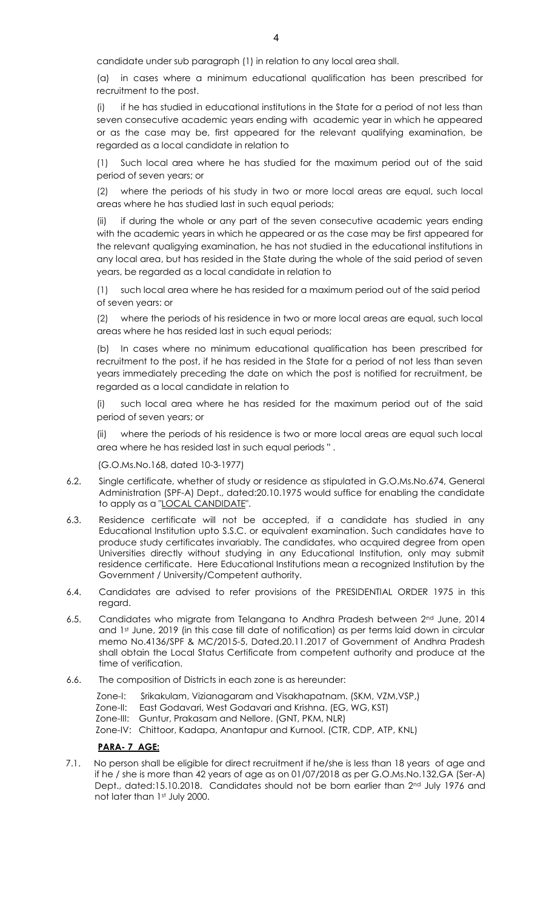candidate under sub paragraph (1) in relation to any local area shall.

(a) in cases where a minimum educational qualification has been prescribed for recruitment to the post.

(i) if he has studied in educational institutions in the State for a period of not less than seven consecutive academic years ending with academic year in which he appeared or as the case may be, first appeared for the relevant qualifying examination, be regarded as a local candidate in relation to

(1) Such local area where he has studied for the maximum period out of the said period of seven years; or

(2) where the periods of his study in two or more local areas are equal, such local areas where he has studied last in such equal periods;

(ii) if during the whole or any part of the seven consecutive academic years ending with the academic years in which he appeared or as the case may be first appeared for the relevant qualigying examination, he has not studied in the educational institutions in any local area, but has resided in the State during the whole of the said period of seven years, be regarded as a local candidate in relation to

(1) such local area where he has resided for a maximum period out of the said period of seven years: or

(2) where the periods of his residence in two or more local areas are equal, such local areas where he has resided last in such equal periods;

(b) In cases where no minimum educational qualification has been prescribed for recruitment to the post, if he has resided in the State for a period of not less than seven years immediately preceding the date on which the post is notified for recruitment, be regarded as a local candidate in relation to

(i) such local area where he has resided for the maximum period out of the said period of seven years; or

(ii) where the periods of his residence is two or more local areas are equal such local area where he has resided last in such equal periods " .

(G.O.Ms.No.168, dated 10-3-1977)

6.2. Single certificate, whether of study or residence as stipulated in G.O.Ms.No.674, General Administration (SPF-A) Dept., dated:20.10.1975 would suffice for enabling the candidate to apply as a "LOCAL CANDIDATE".

6.3. Residence certificate will not be accepted, if a candidate has studied in any Educational Institution upto S.S.C. or equivalent examination. Such candidates have to produce study certificates invariably. The candidates, who acquired degree from open Universities directly without studying in any Educational Institution, only may submit residence certificate. Here Educational Institutions mean a recognized Institution by the Government / University/Competent authority.

6.4. Candidates are advised to refer provisions of the PRESIDENTIAL ORDER 1975 in this regard.

6.5. Candidates who migrate from Telangana to Andhra Pradesh between 2nd June, 2014 and 1st June, 2019 (in this case till date of notification) as per terms laid down in circular memo No.4136/SPF & MC/2015-5, Dated.20.11.2017 of Government of Andhra Pradesh shall obtain the Local Status Certificate from competent authority and produce at the time of verification.

6.6. The composition of Districts in each zone is as hereunder:

Zone-I: Srikakulam, Vizianagaram and Visakhapatnam. (SKM, VZM,VSP,)
Zone-II: East Godavari, West Godavari and Krishna. (EG, WG, KST)
Zone-III: Guntur, Prakasam and Nellore. (GNT, PKM, NLR)
Zone-IV: Chittoor, Kadapa, Anantapur and Kurnool. (CTR, CDP, ATP, KNL)

**PARA- 7 AGE:**

7.1. No person shall be eligible for direct recruitment if he/she is less than 18 years of age and if he / she is more than 42 years of age as on 01/07/2018 as per G.O.Ms.No.132,GA (Ser-A) Dept., dated:15.10.2018. Candidates should not be born earlier than 2nd July 1976 and not later than 1st July 2000.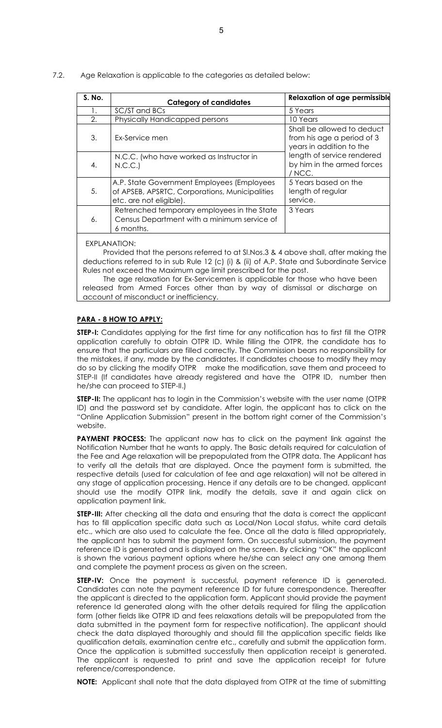7.2. Age Relaxation is applicable to the categories as detailed below:

| S. No. | Category of candidates | Relaxation of age permissible |
|---|---|---|
| 1. | SC/ST and BCs | 5 Years |
| 2. | Physically Handicapped persons | 10 Years |
| 3. | Ex-Service men | Shall be allowed to deduct from his age a period of 3 years in addition to the length of service rendered by him in the armed forces / NCC. |
| 4. | N.C.C. (who have worked as Instructor in N.C.C.) | |
| 5. | A.P. State Government Employees (Employees of APSEB, APSRTC, Corporations, Municipalities etc. are not eligible). | 5 Years based on the length of regular service. |
| 6. | Retrenched temporary employees in the State Census Department with a minimum service of 6 months. | 3 Years |

EXPLANATION:

Provided that the persons referred to at Sl.Nos.3 & 4 above shall, after making the deductions referred to in sub Rule 12 (c) (i) & (ii) of A.P. State and Subordinate Service Rules not exceed the Maximum age limit prescribed for the post.

The age relaxation for Ex-Servicemen is applicable for those who have been released from Armed Forces other than by way of dismissal or discharge on account of misconduct or inefficiency.

## PARA - 8 HOW TO APPLY:

**STEP-I:** Candidates applying for the first time for any notification has to first fill the OTPR application carefully to obtain OTPR ID. While filling the OTPR, the candidate has to ensure that the particulars are filled correctly. The Commission bears no responsibility for the mistakes, if any, made by the candidates. If candidates choose to modify they may do so by clicking the modify OTPR make the modification, save them and proceed to STEP-II (If candidates have already registered and have the OTPR ID, number then he/she can proceed to STEP-II.)

**STEP-II:** The applicant has to login in the Commission's website with the user name (OTPR ID) and the password set by candidate. After login, the applicant has to click on the "Online Application Submission" present in the bottom right corner of the Commission's website.

**PAYMENT PROCESS:** The applicant now has to click on the payment link against the Notification Number that he wants to apply. The Basic details required for calculation of the Fee and Age relaxation will be prepopulated from the OTPR data. The Applicant has to verify all the details that are displayed. Once the payment form is submitted, the respective details (used for calculation of fee and age relaxation) will not be altered in any stage of application processing. Hence if any details are to be changed, applicant should use the modify OTPR link, modify the details, save it and again click on application payment link.

**STEP-III:** After checking all the data and ensuring that the data is correct the applicant has to fill application specific data such as Local/Non Local status, white card details etc., which are also used to calculate the fee. Once all the data is filled appropriately, the applicant has to submit the payment form. On successful submission, the payment reference ID is generated and is displayed on the screen. By clicking "OK" the applicant is shown the various payment options where he/she can select any one among them and complete the payment process as given on the screen.

**STEP-IV:** Once the payment is successful, payment reference ID is generated. Candidates can note the payment reference ID for future correspondence. Thereafter the applicant is directed to the application form. Applicant should provide the payment reference Id generated along with the other details required for filing the application form (other fields like OTPR ID and fees relaxations details will be prepopulated from the data submitted in the payment form for respective notification). The applicant should check the data displayed thoroughly and should fill the application specific fields like qualification details, examination centre etc., carefully and submit the application form. Once the application is submitted successfully then application receipt is generated. The applicant is requested to print and save the application receipt for future reference/correspondence.

**NOTE:** Applicant shall note that the data displayed from OTPR at the time of submitting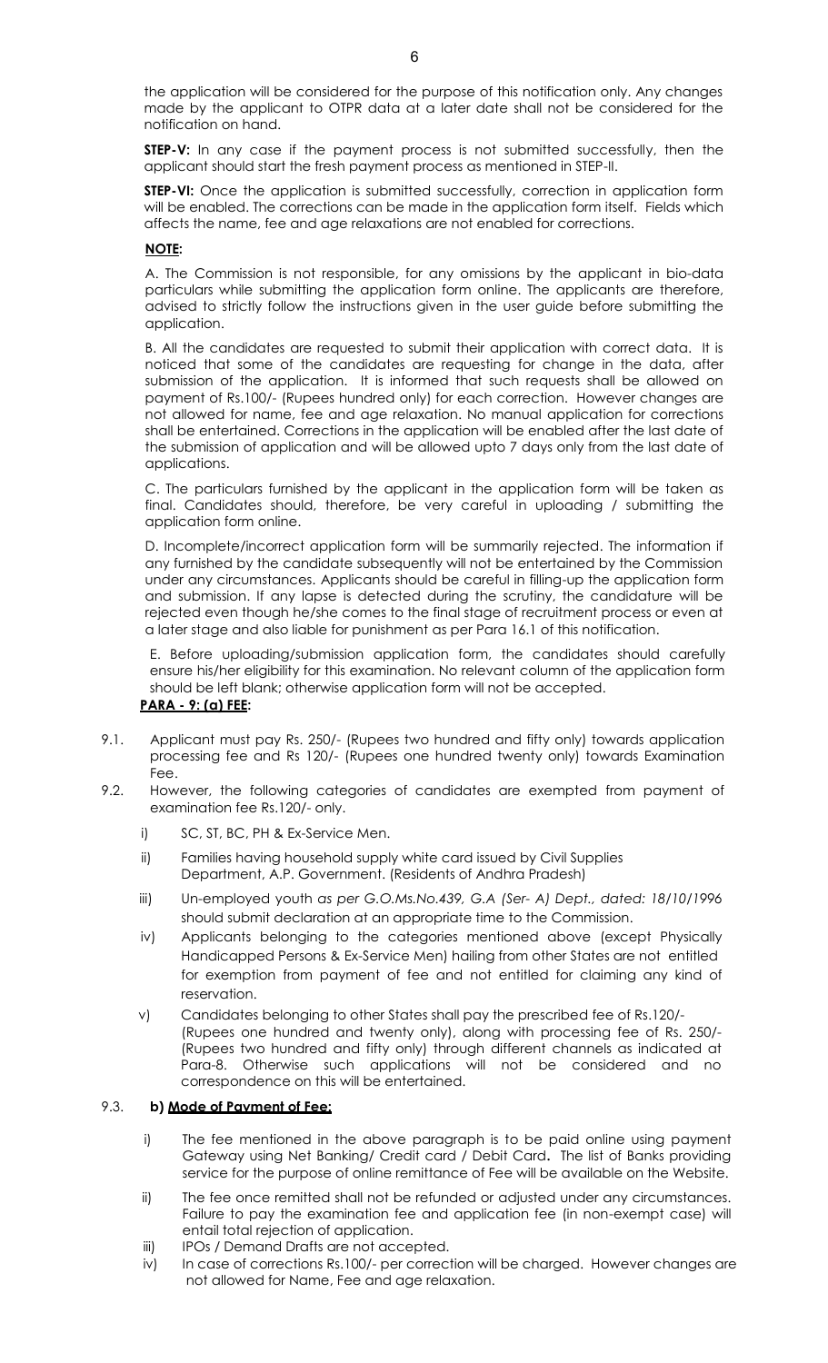the application will be considered for the purpose of this notification only. Any changes made by the applicant to OTPR data at a later date shall not be considered for the notification on hand.

**STEP-V:** In any case if the payment process is not submitted successfully, then the applicant should start the fresh payment process as mentioned in STEP-II.

**STEP-VI:** Once the application is submitted successfully, correction in application form will be enabled. The corrections can be made in the application form itself. Fields which affects the name, fee and age relaxations are not enabled for corrections.

**NOTE:**

A. The Commission is not responsible, for any omissions by the applicant in bio-data particulars while submitting the application form online. The applicants are therefore, advised to strictly follow the instructions given in the user guide before submitting the application.

B. All the candidates are requested to submit their application with correct data. It is noticed that some of the candidates are requesting for change in the data, after submission of the application. It is informed that such requests shall be allowed on payment of Rs.100/- (Rupees hundred only) for each correction. However changes are not allowed for name, fee and age relaxation. No manual application for corrections shall be entertained. Corrections in the application will be enabled after the last date of the submission of application and will be allowed upto 7 days only from the last date of applications.

C. The particulars furnished by the applicant in the application form will be taken as final. Candidates should, therefore, be very careful in uploading / submitting the application form online.

D. Incomplete/incorrect application form will be summarily rejected. The information if any furnished by the candidate subsequently will not be entertained by the Commission under any circumstances. Applicants should be careful in filling-up the application form and submission. If any lapse is detected during the scrutiny, the candidature will be rejected even though he/she comes to the final stage of recruitment process or even at a later stage and also liable for punishment as per Para 16.1 of this notification.

E. Before uploading/submission application form, the candidates should carefully ensure his/her eligibility for this examination. No relevant column of the application form should be left blank; otherwise application form will not be accepted.

**PARA - 9: (a) FEE:**

9.1. Applicant must pay Rs. 250/- (Rupees two hundred and fifty only) towards application processing fee and Rs 120/- (Rupees one hundred twenty only) towards Examination Fee.

9.2. However, the following categories of candidates are exempted from payment of examination fee Rs.120/- only.

- i) SC, ST, BC, PH & Ex-Service Men.
- ii) Families having household supply white card issued by Civil Supplies Department, A.P. Government. (Residents of Andhra Pradesh)
- iii) Un-employed youth *as per G.O.Ms.No.439, G.A (Ser- A) Dept., dated: 18/10/1996* should submit declaration at an appropriate time to the Commission.
- iv) Applicants belonging to the categories mentioned above (except Physically Handicapped Persons & Ex-Service Men) hailing from other States are not entitled for exemption from payment of fee and not entitled for claiming any kind of reservation.
- v) Candidates belonging to other States shall pay the prescribed fee of Rs.120/- (Rupees one hundred and twenty only), along with processing fee of Rs. 250/- (Rupees two hundred and fifty only) through different channels as indicated at Para-8. Otherwise such applications will not be considered and no correspondence on this will be entertained.

9.3. **b) Mode of Payment of Fee:**

- i) The fee mentioned in the above paragraph is to be paid online using payment Gateway using Net Banking/ Credit card / Debit Card**.** The list of Banks providing service for the purpose of online remittance of Fee will be available on the Website.
- ii) The fee once remitted shall not be refunded or adjusted under any circumstances. Failure to pay the examination fee and application fee (in non-exempt case) will entail total rejection of application.
- iii) IPOs / Demand Drafts are not accepted.
- iv) In case of corrections Rs.100/- per correction will be charged. However changes are not allowed for Name, Fee and age relaxation.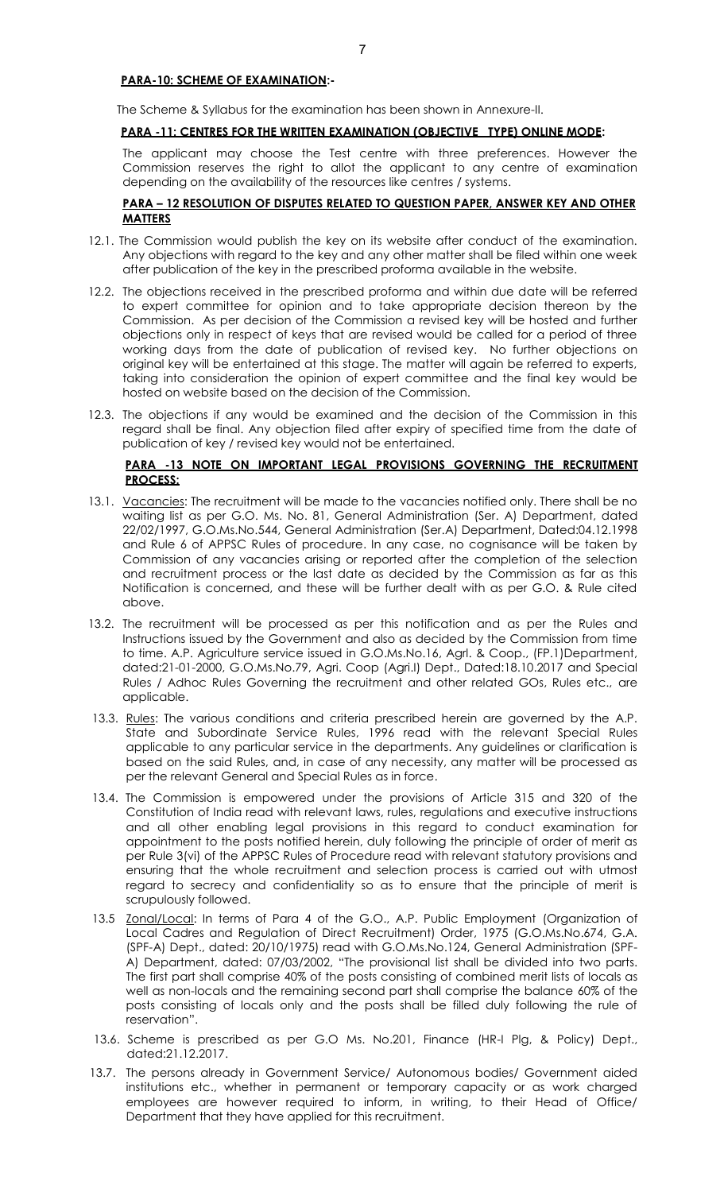**PARA-10: SCHEME OF EXAMINATION:-**

The Scheme & Syllabus for the examination has been shown in Annexure-II.

**PARA -11: CENTRES FOR THE WRITTEN EXAMINATION (OBJECTIVE TYPE) ONLINE MODE:**

The applicant may choose the Test centre with three preferences. However the Commission reserves the right to allot the applicant to any centre of examination depending on the availability of the resources like centres / systems.

**PARA – 12 RESOLUTION OF DISPUTES RELATED TO QUESTION PAPER, ANSWER KEY AND OTHER MATTERS**

12.1. The Commission would publish the key on its website after conduct of the examination. Any objections with regard to the key and any other matter shall be filed within one week after publication of the key in the prescribed proforma available in the website.

12.2. The objections received in the prescribed proforma and within due date will be referred to expert committee for opinion and to take appropriate decision thereon by the Commission. As per decision of the Commission a revised key will be hosted and further objections only in respect of keys that are revised would be called for a period of three working days from the date of publication of revised key. No further objections on original key will be entertained at this stage. The matter will again be referred to experts, taking into consideration the opinion of expert committee and the final key would be hosted on website based on the decision of the Commission.

12.3. The objections if any would be examined and the decision of the Commission in this regard shall be final. Any objection filed after expiry of specified time from the date of publication of key / revised key would not be entertained.

**PARA -13 NOTE ON IMPORTANT LEGAL PROVISIONS GOVERNING THE RECRUITMENT PROCESS:**

13.1. Vacancies: The recruitment will be made to the vacancies notified only. There shall be no waiting list as per G.O. Ms. No. 81, General Administration (Ser. A) Department, dated 22/02/1997, G.O.Ms.No.544, General Administration (Ser.A) Department, Dated:04.12.1998 and Rule 6 of APPSC Rules of procedure. In any case, no cognisance will be taken by Commission of any vacancies arising or reported after the completion of the selection and recruitment process or the last date as decided by the Commission as far as this Notification is concerned, and these will be further dealt with as per G.O. & Rule cited above.

13.2. The recruitment will be processed as per this notification and as per the Rules and Instructions issued by the Government and also as decided by the Commission from time to time. A.P. Agriculture service issued in G.O.Ms.No.16, Agrl. & Coop., (FP.1)Department, dated:21-01-2000, G.O.Ms.No.79, Agri. Coop (Agri.I) Dept., Dated:18.10.2017 and Special Rules / Adhoc Rules Governing the recruitment and other related GOs, Rules etc., are applicable.

13.3. Rules: The various conditions and criteria prescribed herein are governed by the A.P. State and Subordinate Service Rules, 1996 read with the relevant Special Rules applicable to any particular service in the departments. Any guidelines or clarification is based on the said Rules, and, in case of any necessity, any matter will be processed as per the relevant General and Special Rules as in force.

13.4. The Commission is empowered under the provisions of Article 315 and 320 of the Constitution of India read with relevant laws, rules, regulations and executive instructions and all other enabling legal provisions in this regard to conduct examination for appointment to the posts notified herein, duly following the principle of order of merit as per Rule 3(vi) of the APPSC Rules of Procedure read with relevant statutory provisions and ensuring that the whole recruitment and selection process is carried out with utmost regard to secrecy and confidentiality so as to ensure that the principle of merit is scrupulously followed.

13.5 Zonal/Local: In terms of Para 4 of the G.O., A.P. Public Employment (Organization of Local Cadres and Regulation of Direct Recruitment) Order, 1975 (G.O.Ms.No.674, G.A. (SPF-A) Dept., dated: 20/10/1975) read with G.O.Ms.No.124, General Administration (SPF-A) Department, dated: 07/03/2002, "The provisional list shall be divided into two parts. The first part shall comprise 40% of the posts consisting of combined merit lists of locals as well as non-locals and the remaining second part shall comprise the balance 60% of the posts consisting of locals only and the posts shall be filled duly following the rule of reservation".

13.6. Scheme is prescribed as per G.O Ms. No.201, Finance (HR-I Plg, & Policy) Dept., dated:21.12.2017.

13.7. The persons already in Government Service/ Autonomous bodies/ Government aided institutions etc., whether in permanent or temporary capacity or as work charged employees are however required to inform, in writing, to their Head of Office/ Department that they have applied for this recruitment.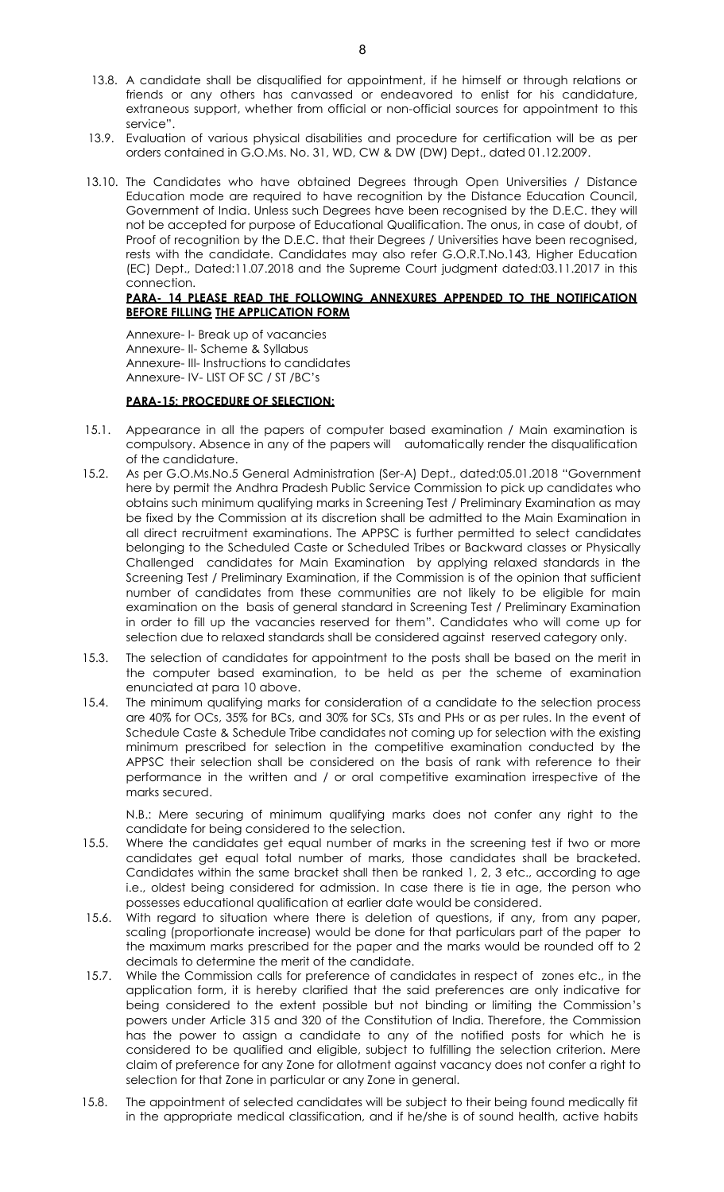13.8. A candidate shall be disqualified for appointment, if he himself or through relations or friends or any others has canvassed or endeavored to enlist for his candidature, extraneous support, whether from official or non-official sources for appointment to this service".

13.9. Evaluation of various physical disabilities and procedure for certification will be as per orders contained in G.O.Ms. No. 31, WD, CW & DW (DW) Dept., dated 01.12.2009.

13.10. The Candidates who have obtained Degrees through Open Universities / Distance Education mode are required to have recognition by the Distance Education Council, Government of India. Unless such Degrees have been recognised by the D.E.C. they will not be accepted for purpose of Educational Qualification. The onus, in case of doubt, of Proof of recognition by the D.E.C. that their Degrees / Universities have been recognised, rests with the candidate. Candidates may also refer G.O.R.T.No.143, Higher Education (EC) Dept., Dated:11.07.2018 and the Supreme Court judgment dated:03.11.2017 in this connection.

**PARA- 14 PLEASE READ THE FOLLOWING ANNEXURES APPENDED TO THE NOTIFICATION BEFORE FILLING THE APPLICATION FORM**

Annexure- I- Break up of vacancies
Annexure- II- Scheme & Syllabus
Annexure- III- Instructions to candidates
Annexure- IV- LIST OF SC / ST /BC's

**PARA-15: PROCEDURE OF SELECTION:**

15.1. Appearance in all the papers of computer based examination / Main examination is compulsory. Absence in any of the papers will automatically render the disqualification of the candidature.

15.2. As per G.O.Ms.No.5 General Administration (Ser-A) Dept., dated:05.01.2018 "Government here by permit the Andhra Pradesh Public Service Commission to pick up candidates who obtains such minimum qualifying marks in Screening Test / Preliminary Examination as may be fixed by the Commission at its discretion shall be admitted to the Main Examination in all direct recruitment examinations. The APPSC is further permitted to select candidates belonging to the Scheduled Caste or Scheduled Tribes or Backward classes or Physically Challenged candidates for Main Examination by applying relaxed standards in the Screening Test / Preliminary Examination, if the Commission is of the opinion that sufficient number of candidates from these communities are not likely to be eligible for main examination on the basis of general standard in Screening Test / Preliminary Examination in order to fill up the vacancies reserved for them". Candidates who will come up for selection due to relaxed standards shall be considered against reserved category only.

15.3. The selection of candidates for appointment to the posts shall be based on the merit in the computer based examination, to be held as per the scheme of examination enunciated at para 10 above.

15.4. The minimum qualifying marks for consideration of a candidate to the selection process are 40% for OCs, 35% for BCs, and 30% for SCs, STs and PHs or as per rules. In the event of Schedule Caste & Schedule Tribe candidates not coming up for selection with the existing minimum prescribed for selection in the competitive examination conducted by the APPSC their selection shall be considered on the basis of rank with reference to their performance in the written and / or oral competitive examination irrespective of the marks secured.

N.B.: Mere securing of minimum qualifying marks does not confer any right to the candidate for being considered to the selection.

15.5. Where the candidates get equal number of marks in the screening test if two or more candidates get equal total number of marks, those candidates shall be bracketed. Candidates within the same bracket shall then be ranked 1, 2, 3 etc., according to age i.e., oldest being considered for admission. In case there is tie in age, the person who possesses educational qualification at earlier date would be considered.

15.6. With regard to situation where there is deletion of questions, if any, from any paper, scaling (proportionate increase) would be done for that particulars part of the paper to the maximum marks prescribed for the paper and the marks would be rounded off to 2 decimals to determine the merit of the candidate.

15.7. While the Commission calls for preference of candidates in respect of zones etc., in the application form, it is hereby clarified that the said preferences are only indicative for being considered to the extent possible but not binding or limiting the Commission's powers under Article 315 and 320 of the Constitution of India. Therefore, the Commission has the power to assign a candidate to any of the notified posts for which he is considered to be qualified and eligible, subject to fulfilling the selection criterion. Mere claim of preference for any Zone for allotment against vacancy does not confer a right to selection for that Zone in particular or any Zone in general.

15.8. The appointment of selected candidates will be subject to their being found medically fit in the appropriate medical classification, and if he/she is of sound health, active habits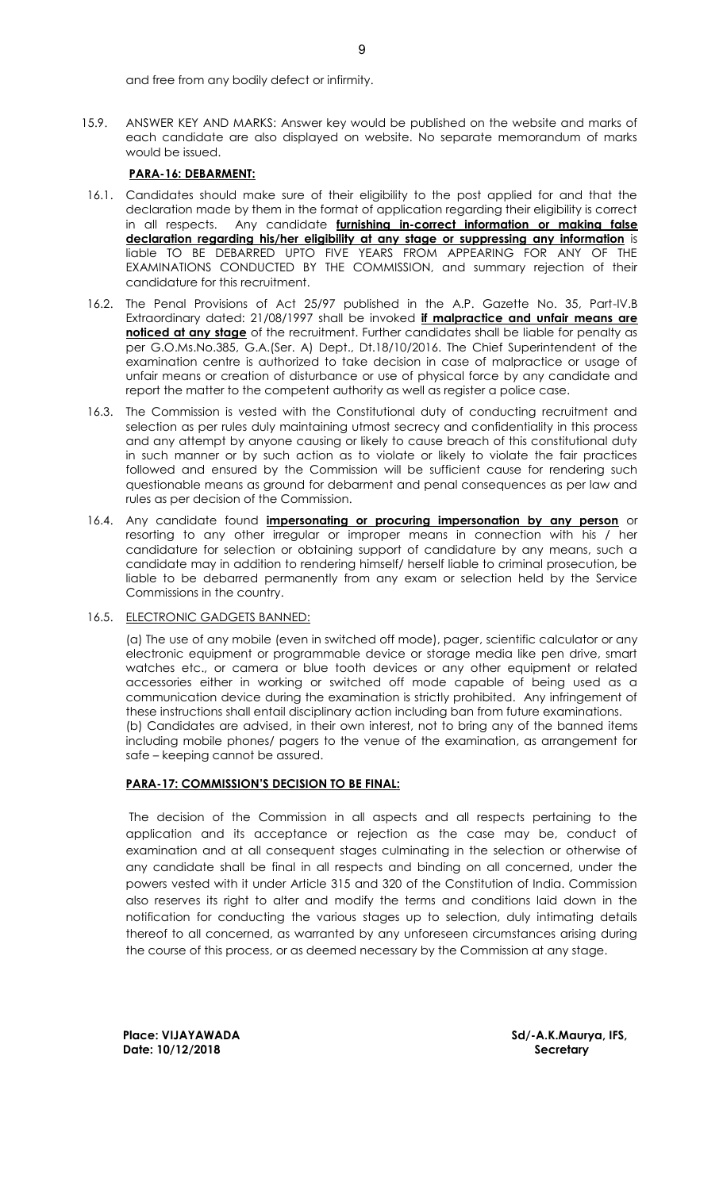and free from any bodily defect or infirmity.

15.9. ANSWER KEY AND MARKS: Answer key would be published on the website and marks of each candidate are also displayed on website. No separate memorandum of marks would be issued.

**PARA-16: DEBARMENT:**

16.1. Candidates should make sure of their eligibility to the post applied for and that the declaration made by them in the format of application regarding their eligibility is correct in all respects. Any candidate **furnishing in-correct information or making false declaration regarding his/her eligibility at any stage or suppressing any information** is liable TO BE DEBARRED UPTO FIVE YEARS FROM APPEARING FOR ANY OF THE EXAMINATIONS CONDUCTED BY THE COMMISSION, and summary rejection of their candidature for this recruitment.

16.2. The Penal Provisions of Act 25/97 published in the A.P. Gazette No. 35, Part-IV.B Extraordinary dated: 21/08/1997 shall be invoked **if malpractice and unfair means are noticed at any stage** of the recruitment. Further candidates shall be liable for penalty as per G.O.Ms.No.385, G.A.(Ser. A) Dept., Dt.18/10/2016. The Chief Superintendent of the examination centre is authorized to take decision in case of malpractice or usage of unfair means or creation of disturbance or use of physical force by any candidate and report the matter to the competent authority as well as register a police case.

16.3. The Commission is vested with the Constitutional duty of conducting recruitment and selection as per rules duly maintaining utmost secrecy and confidentiality in this process and any attempt by anyone causing or likely to cause breach of this constitutional duty in such manner or by such action as to violate or likely to violate the fair practices followed and ensured by the Commission will be sufficient cause for rendering such questionable means as ground for debarment and penal consequences as per law and rules as per decision of the Commission.

16.4. Any candidate found **impersonating or procuring impersonation by any person** or resorting to any other irregular or improper means in connection with his / her candidature for selection or obtaining support of candidature by any means, such a candidate may in addition to rendering himself/ herself liable to criminal prosecution, be liable to be debarred permanently from any exam or selection held by the Service Commissions in the country.

16.5. ELECTRONIC GADGETS BANNED:

(a) The use of any mobile (even in switched off mode), pager, scientific calculator or any electronic equipment or programmable device or storage media like pen drive, smart watches etc., or camera or blue tooth devices or any other equipment or related accessories either in working or switched off mode capable of being used as a communication device during the examination is strictly prohibited. Any infringement of these instructions shall entail disciplinary action including ban from future examinations.

(b) Candidates are advised, in their own interest, not to bring any of the banned items including mobile phones/ pagers to the venue of the examination, as arrangement for safe – keeping cannot be assured.

**PARA-17: COMMISSION'S DECISION TO BE FINAL:**

The decision of the Commission in all aspects and all respects pertaining to the application and its acceptance or rejection as the case may be, conduct of examination and at all consequent stages culminating in the selection or otherwise of any candidate shall be final in all respects and binding on all concerned, under the powers vested with it under Article 315 and 320 of the Constitution of India. Commission also reserves its right to alter and modify the terms and conditions laid down in the notification for conducting the various stages up to selection, duly intimating details thereof to all concerned, as warranted by any unforeseen circumstances arising during the course of this process, or as deemed necessary by the Commission at any stage.

**Place: VIJAYAWADA**
**Date: 10/12/2018**

**Sd/-A.K.Maurya, IFS,**
**Secretary**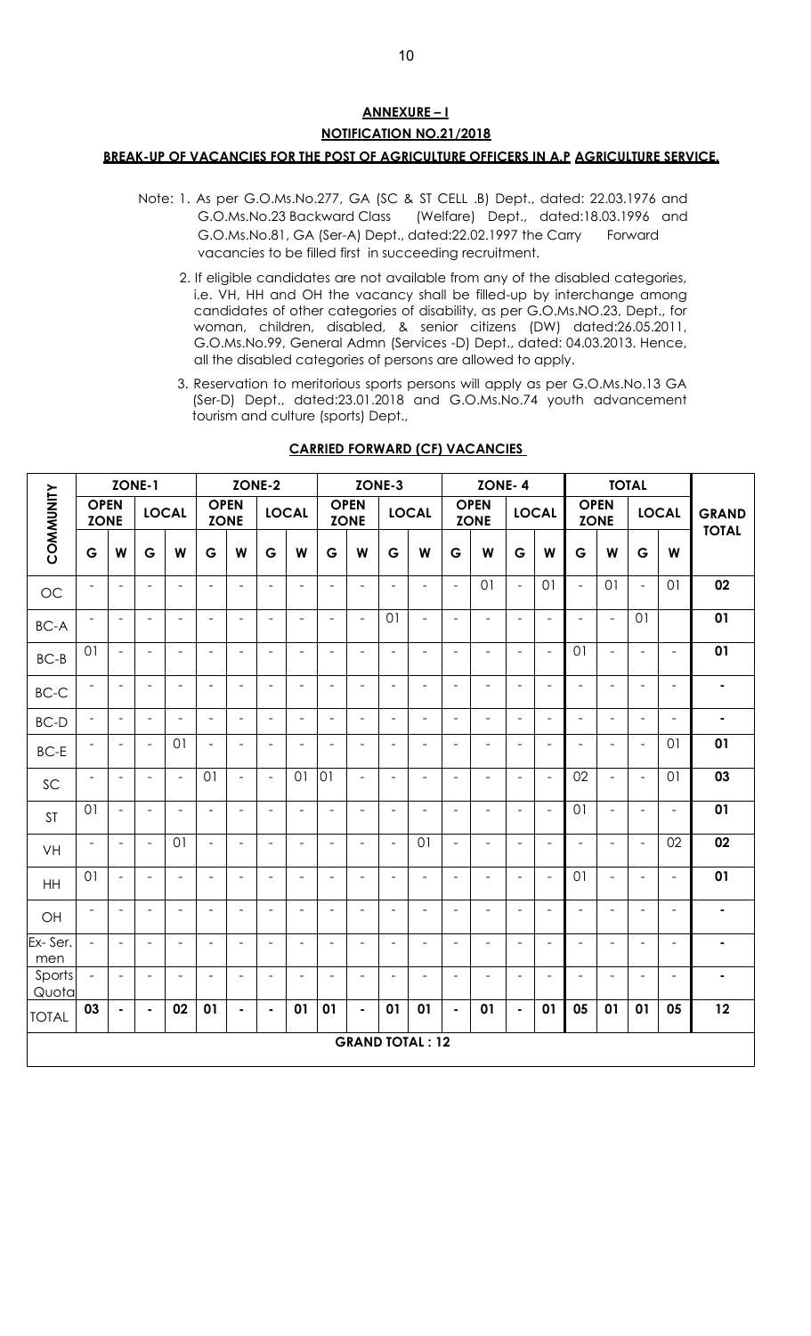## ANNEXURE – I

## NOTIFICATION NO.21/2018

### BREAK-UP OF VACANCIES FOR THE POST OF AGRICULTURE OFFICERS IN A.P AGRICULTURE SERVICE.

Note: 1. As per G.O.Ms.No.277, GA (SC & ST CELL .B) Dept., dated: 22.03.1976 and G.O.Ms.No.23 Backward Class (Welfare) Dept., dated:18.03.1996 and G.O.Ms.No.81, GA (Ser-A) Dept., dated:22.02.1997 the Carry Forward vacancies to be filled first in succeeding recruitment.

2. If eligible candidates are not available from any of the disabled categories, i.e. VH, HH and OH the vacancy shall be filled-up by interchange among candidates of other categories of disability, as per G.O.Ms.NO.23, Dept., for woman, children, disabled, & senior citizens (DW) dated:26.05.2011, G.O.Ms.No.99, General Admn (Services -D) Dept., dated: 04.03.2013. Hence, all the disabled categories of persons are allowed to apply.

3. Reservation to meritorious sports persons will apply as per G.O.Ms.No.13 GA (Ser-D) Dept., dated:23.01.2018 and G.O.Ms.No.74 youth advancement tourism and culture (sports) Dept.,

### CARRIED FORWARD (CF) VACANCIES

| COMMUNITY | ZONE-1 | | | | ZONE-2 | | | | ZONE-3 | | | | ZONE- 4 | | | | TOTAL | | | | GRAND TOTAL |
|---|---|---|---|---|---|---|---|---|---|---|---|---|---|---|---|---|---|---|---|---|---|
| | OPEN ZONE | | LOCAL | | OPEN ZONE | | LOCAL | | OPEN ZONE | | LOCAL | | OPEN ZONE | | LOCAL | | OPEN ZONE | | LOCAL | | |
| | G | W | G | W | G | W | G | W | G | W | G | W | G | W | G | W | G | W | G | W | |
| OC | - | - | - | - | - | - | - | - | - | - | - | - | - | 01 | - | 01 | - | 01 | - | 01 | 02 |
| BC-A | - | - | - | - | - | - | - | - | - | - | 01 | - | - | - | - | - | - | - | 01 | | 01 |
| BC-B | 01 | - | - | - | - | - | - | - | - | - | - | - | - | - | - | - | 01 | - | - | - | 01 |
| BC-C | - | - | - | - | - | - | - | - | - | - | - | - | - | - | - | - | - | - | - | - | - |
| BC-D | - | - | - | - | - | - | - | - | - | - | - | - | - | - | - | - | - | - | - | - | - |
| BC-E | - | - | - | 01 | - | - | - | - | - | - | - | - | - | - | - | - | - | - | - | 01 | 01 |
| SC | - | - | - | - | 01 | - | - | 01 | 01 | - | - | - | - | - | - | - | 02 | - | - | 01 | 03 |
| ST | 01 | - | - | - | - | - | - | - | - | - | - | - | - | - | - | - | 01 | - | - | - | 01 |
| VH | - | - | - | 01 | - | - | - | - | - | - | - | 01 | - | - | - | - | - | - | - | 02 | 02 |
| HH | 01 | - | - | - | - | - | - | - | - | - | - | - | - | - | - | - | 01 | - | - | - | 01 |
| OH | - | - | - | - | - | - | - | - | - | - | - | - | - | - | - | - | - | - | - | - | - |
| Ex- Ser. men | - | - | - | - | - | - | - | - | - | - | - | - | - | - | - | - | - | - | - | - | - |
| Sports Quota | - | - | - | - | - | - | - | - | - | - | - | - | - | - | - | - | - | - | - | - | - |
| TOTAL | 03 | - | - | 02 | 01 | - | - | 01 | 01 | - | 01 | 01 | - | 01 | - | 01 | 05 | 01 | 01 | 05 | 12 |
| GRAND TOTAL : 12 | | | | | | | | | | | | | | | | | | | | | |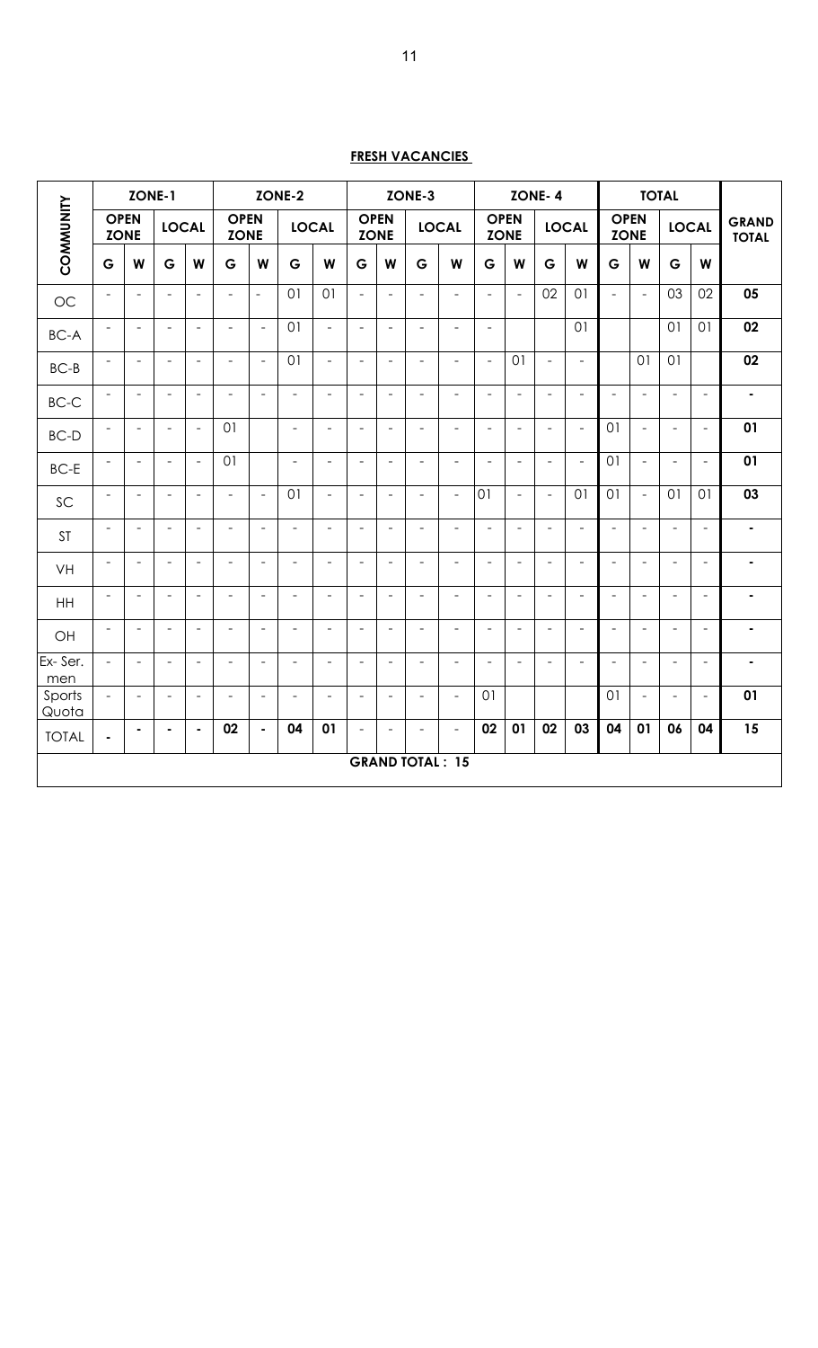## FRESH VACANCIES

| COMMUNITY | ZONE-1 | | | | ZONE-2 | | | | ZONE-3 | | | | ZONE- 4 | | | | TOTAL | | | | GRAND TOTAL |
|---|---|---|---|---|---|---|---|---|---|---|---|---|---|---|---|---|---|---|---|---|---|
| | OPEN ZONE | | LOCAL | | OPEN ZONE | | LOCAL | | OPEN ZONE | | LOCAL | | OPEN ZONE | | LOCAL | | OPEN ZONE | | LOCAL | | |
| | G | W | G | W | G | W | G | W | G | W | G | W | G | W | G | W | G | W | G | W | |
| OC | - | - | - | - | - | - | 01 | 01 | - | - | - | - | - | - | 02 | 01 | - | - | 03 | 02 | 05 |
| BC-A | - | - | - | - | - | - | 01 | - | - | - | - | - | - | | | 01 | | | 01 | 01 | 02 |
| BC-B | - | - | - | - | - | - | 01 | - | - | - | - | - | - | 01 | - | - | | 01 | 01 | | 02 |
| BC-C | - | - | - | - | - | - | - | - | - | - | - | - | - | - | - | - | - | - | - | - | - |
| BC-D | - | - | - | - | 01 | | - | - | - | - | - | - | - | - | - | - | 01 | - | - | - | 01 |
| BC-E | - | - | - | - | 01 | | - | - | - | - | - | - | - | - | - | - | 01 | - | - | - | 01 |
| SC | - | - | - | - | - | - | 01 | - | - | - | - | - | 01 | - | - | 01 | 01 | - | 01 | 01 | 03 |
| ST | - | - | - | - | - | - | - | - | - | - | - | - | - | - | - | - | - | - | - | - | - |
| VH | - | - | - | - | - | - | - | - | - | - | - | - | - | - | - | - | - | - | - | - | - |
| HH | - | - | - | - | - | - | - | - | - | - | - | - | - | - | - | - | - | - | - | - | - |
| OH | - | - | - | - | - | - | - | - | - | - | - | - | - | - | - | - | - | - | - | - | - |
| Ex- Ser. men | - | - | - | - | - | - | - | - | - | - | - | - | - | - | - | - | - | - | - | - | - |
| Sports Quota | - | - | - | - | - | - | - | - | - | - | - | - | 01 | | | | 01 | - | - | - | 01 |
| TOTAL | - | - | - | - | 02 | - | 04 | 01 | - | - | - | - | 02 | 01 | 02 | 03 | 04 | 01 | 06 | 04 | 15 |
| GRAND TOTAL : 15 | | | | | | | | | | | | | | | | | | | | | |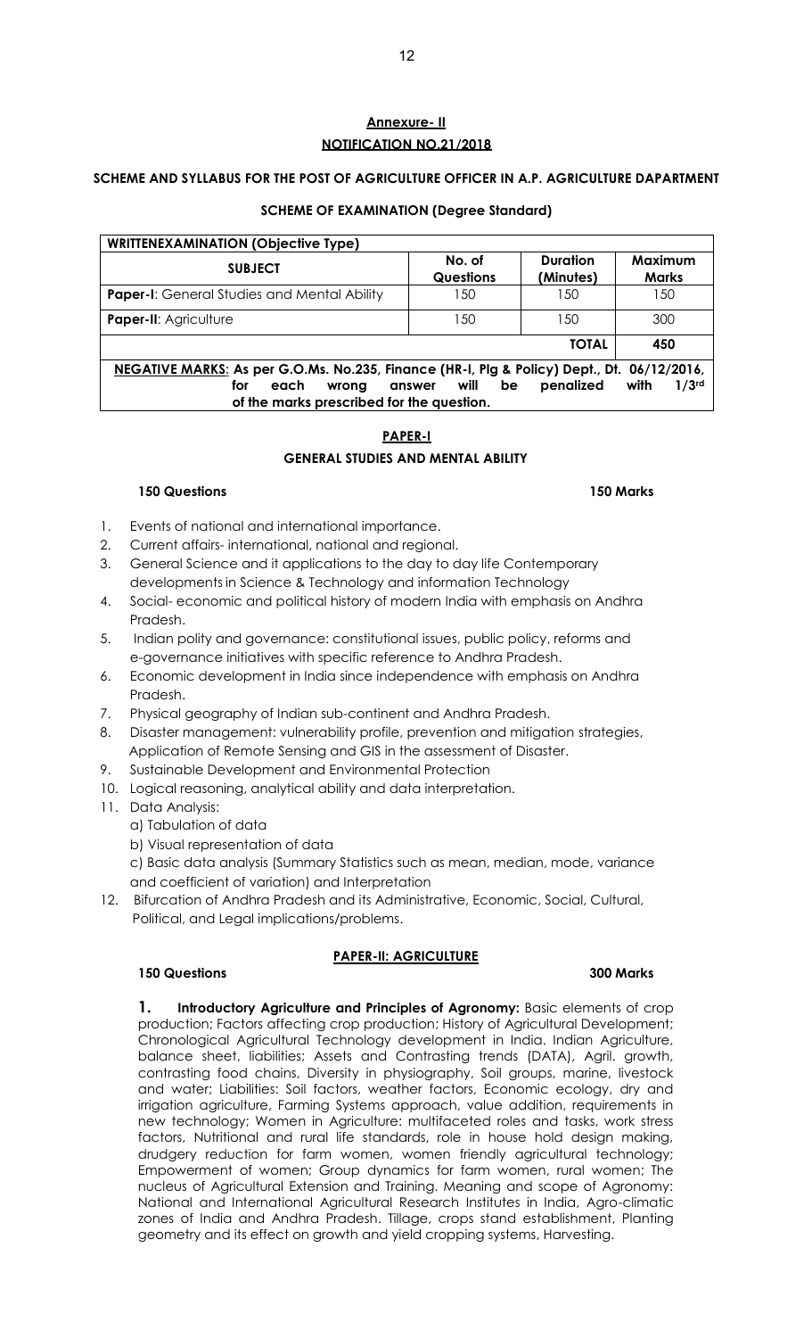## Annexure- II

## NOTIFICATION NO.21/2018

### SCHEME AND SYLLABUS FOR THE POST OF AGRICULTURE OFFICER IN A.P. AGRICULTURE DAPARTMENT

### SCHEME OF EXAMINATION (Degree Standard)

| WRITTENEXAMINATION (Objective Type) | | | |
|---|---|---|---|
| **SUBJECT** | **No. of Questions** | **Duration (Minutes)** | **Maximum Marks** |
| **Paper-I**: General Studies and Mental Ability | 150 | 150 | 150 |
| **Paper-II**: Agriculture | 150 | 150 | 300 |
| | | **TOTAL** | **450** |
| **NEGATIVE MARKS: As per G.O.Ms. No.235, Finance (HR-I, Plg & Policy) Dept., Dt. 06/12/2016, for each wrong answer will be penalized with 1/3rd of the marks prescribed for the question.** | | | |

## PAPER-I

### GENERAL STUDIES AND MENTAL ABILITY

**150 Questions** **150 Marks**

1. Events of national and international importance.
2. Current affairs- international, national and regional.
3. General Science and it applications to the day to day life Contemporary developments in Science & Technology and information Technology
4. Social- economic and political history of modern India with emphasis on Andhra Pradesh.
5. Indian polity and governance: constitutional issues, public policy, reforms and e-governance initiatives with specific reference to Andhra Pradesh.
6. Economic development in India since independence with emphasis on Andhra Pradesh.
7. Physical geography of Indian sub-continent and Andhra Pradesh.
8. Disaster management: vulnerability profile, prevention and mitigation strategies, Application of Remote Sensing and GIS in the assessment of Disaster.
9. Sustainable Development and Environmental Protection
10. Logical reasoning, analytical ability and data interpretation.
11. Data Analysis:
    a) Tabulation of data
    b) Visual representation of data
    c) Basic data analysis (Summary Statistics such as mean, median, mode, variance and coefficient of variation) and Interpretation
12. Bifurcation of Andhra Pradesh and its Administrative, Economic, Social, Cultural, Political, and Legal implications/problems.

## PAPER-II: AGRICULTURE

**150 Questions** **300 Marks**

**1. Introductory Agriculture and Principles of Agronomy:** Basic elements of crop production; Factors affecting crop production; History of Agricultural Development; Chronological Agricultural Technology development in India. Indian Agriculture, balance sheet, liabilities; Assets and Contrasting trends (DATA), Agril. growth, contrasting food chains, Diversity in physiography, Soil groups, marine, livestock and water; Liabilities: Soil factors, weather factors, Economic ecology, dry and irrigation agriculture, Farming Systems approach, value addition, requirements in new technology; Women in Agriculture: multifaceted roles and tasks, work stress factors, Nutritional and rural life standards, role in house hold design making, drudgery reduction for farm women, women friendly agricultural technology; Empowerment of women; Group dynamics for farm women, rural women; The nucleus of Agricultural Extension and Training. Meaning and scope of Agronomy: National and International Agricultural Research Institutes in India, Agro-climatic zones of India and Andhra Pradesh. Tillage, crops stand establishment, Planting geometry and its effect on growth and yield cropping systems, Harvesting.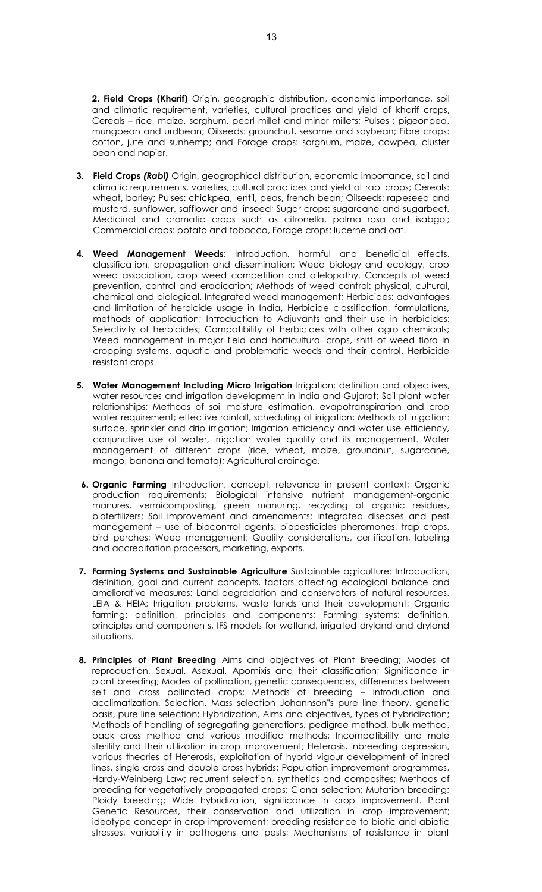**2. Field Crops (Kharif)** Origin, geographic distribution, economic importance, soil and climatic requirement, varieties, cultural practices and yield of kharif crops, Cereals – rice, maize, sorghum, pearl millet and minor millets; Pulses : pigeonpea, mungbean and urdbean; Oilseeds: groundnut, sesame and soybean; Fibre crops: cotton, jute and sunhemp; and Forage crops: sorghum, maize, cowpea, cluster bean and napier.

**3. Field Crops *(Rabi)*** Origin, geographical distribution, economic importance, soil and climatic requirements, varieties, cultural practices and yield of rabi crops; Cereals: wheat, barley; Pulses: chickpea, lentil, peas, french bean; Oilseeds: rapeseed and mustard, sunflower, safflower and linseed; Sugar crops: sugarcane and sugarbeet, Medicinal and aromatic crops such as citronella, palma rosa and isabgol; Commercial crops: potato and tobacco, Forage crops: lucerne and oat.

**4. Weed Management Weeds**: Introduction, harmful and beneficial effects, classification, propagation and dissemination; Weed biology and ecology, crop weed association, crop weed competition and allelopathy. Concepts of weed prevention, control and eradication; Methods of weed control: physical, cultural, chemical and biological. Integrated weed management; Herbicides: advantages and limitation of herbicide usage in India, Herbicide classification, formulations, methods of application; Introduction to Adjuvants and their use in herbicides; Selectivity of herbicides; Compatibility of herbicides with other agro chemicals; Weed management in major field and horticultural crops, shift of weed flora in cropping systems, aquatic and problematic weeds and their control. Herbicide resistant crops.

**5. Water Management Including Micro Irrigation** Irrigation: definition and objectives, water resources and irrigation development in India and Gujarat; Soil plant water relationships; Methods of soil moisture estimation, evapotranspiration and crop water requirement; effective rainfall, scheduling of irrigation; Methods of irrigation: surface, sprinkler and drip irrigation; Irrigation efficiency and water use efficiency, conjunctive use of water, irrigation water quality and its management. Water management of different crops (rice, wheat, maize, groundnut, sugarcane, mango, banana and tomato); Agricultural drainage.

**6. Organic Farming** Introduction, concept, relevance in present context; Organic production requirements; Biological intensive nutrient management-organic manures, vermicomposting, green manuring, recycling of organic residues, biofertilizers; Soil improvement and amendments; Integrated diseases and pest management – use of biocontrol agents, biopesticides pheromones, trap crops, bird perches; Weed management; Quality considerations, certification, labeling and accreditation processors, marketing, exports.

**7. Farming Systems and Sustainable Agriculture** Sustainable agriculture: Introduction, definition, goal and current concepts, factors affecting ecological balance and ameliorative measures; Land degradation and conservators of natural resources, LEIA & HEIA; Irrigation problems, waste lands and their development; Organic farming: definition, principles and components; Farming systems: definition, principles and components, IFS models for wetland, irrigated dryland and dryland situations.

**8. Principles of Plant Breeding** Aims and objectives of Plant Breeding; Modes of reproduction, Sexual, Asexual, Apomixis and their classification; Significance in plant breeding; Modes of pollination, genetic consequences, differences between self and cross pollinated crops; Methods of breeding – introduction and acclimatization. Selection, Mass selection Johannson"s pure line theory, genetic basis, pure line selection; Hybridization, Aims and objectives, types of hybridization; Methods of handling of segregating generations, pedigree method, bulk method, back cross method and various modified methods; Incompatibility and male sterility and their utilization in crop improvement; Heterosis, inbreeding depression, various theories of Heterosis, exploitation of hybrid vigour development of inbred lines, single cross and double cross hybrids; Population improvement programmes, Hardy-Weinberg Law; recurrent selection, synthetics and composites; Methods of breeding for vegetatively propagated crops; Clonal selection; Mutation breeding; Ploidy breeding; Wide hybridization, significance in crop improvement. Plant Genetic Resources, their conservation and utilization in crop improvement; ideotype concept in crop improvement; breeding resistance to biotic and abiotic stresses, variability in pathogens and pests; Mechanisms of resistance in plant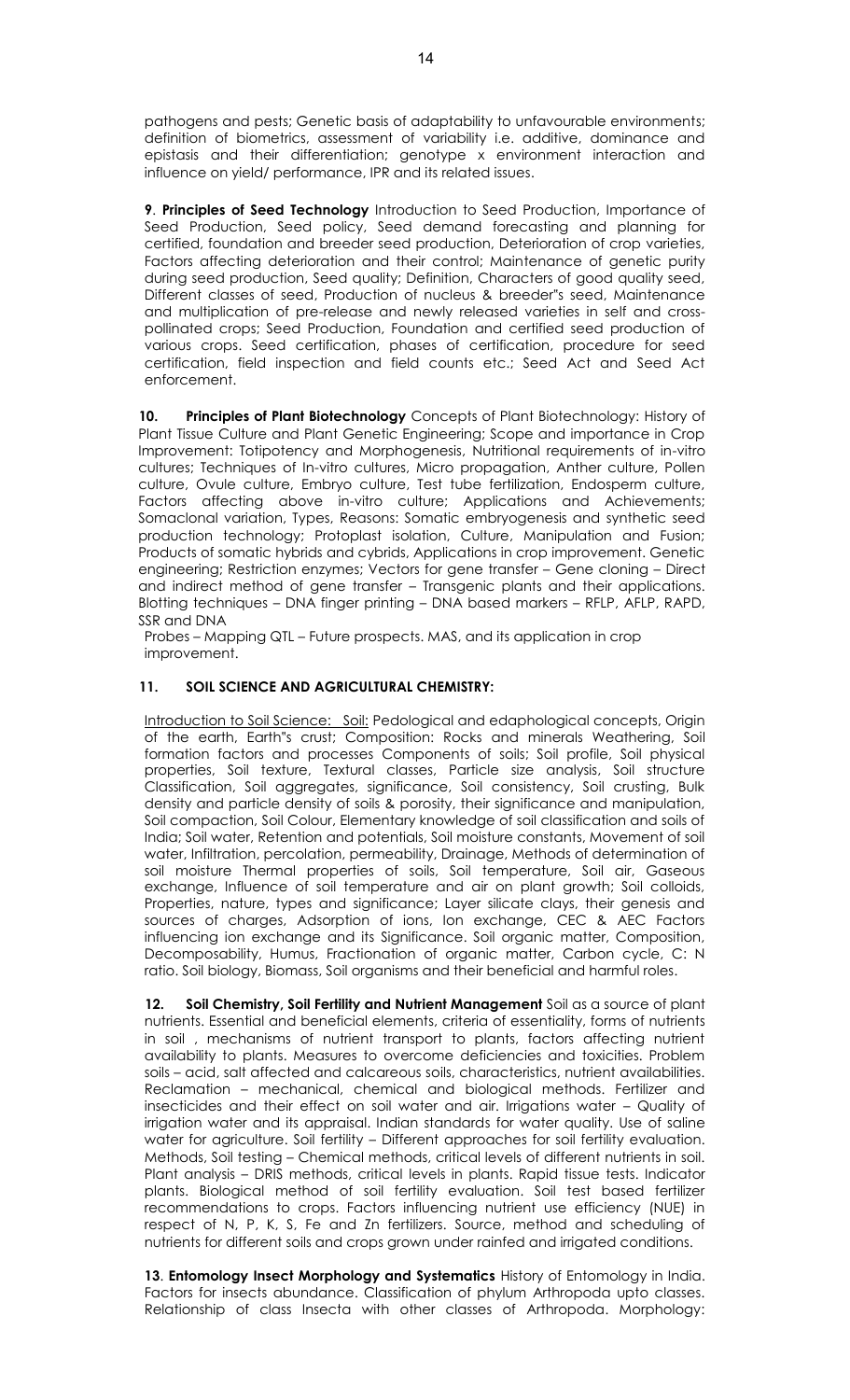pathogens and pests; Genetic basis of adaptability to unfavourable environments; definition of biometrics, assessment of variability i.e. additive, dominance and epistasis and their differentiation; genotype x environment interaction and influence on yield/ performance, IPR and its related issues.

**9**. **Principles of Seed Technology** Introduction to Seed Production, Importance of Seed Production, Seed policy, Seed demand forecasting and planning for certified, foundation and breeder seed production, Deterioration of crop varieties, Factors affecting deterioration and their control; Maintenance of genetic purity during seed production, Seed quality; Definition, Characters of good quality seed, Different classes of seed, Production of nucleus & breeder"s seed, Maintenance and multiplication of pre-release and newly released varieties in self and cross-pollinated crops; Seed Production, Foundation and certified seed production of various crops. Seed certification, phases of certification, procedure for seed certification, field inspection and field counts etc.; Seed Act and Seed Act enforcement.

**10. Principles of Plant Biotechnology** Concepts of Plant Biotechnology: History of Plant Tissue Culture and Plant Genetic Engineering; Scope and importance in Crop Improvement: Totipotency and Morphogenesis, Nutritional requirements of in-vitro cultures; Techniques of In-vitro cultures, Micro propagation, Anther culture, Pollen culture, Ovule culture, Embryo culture, Test tube fertilization, Endosperm culture, Factors affecting above in-vitro culture; Applications and Achievements; Somaclonal variation, Types, Reasons: Somatic embryogenesis and synthetic seed production technology; Protoplast isolation, Culture, Manipulation and Fusion; Products of somatic hybrids and cybrids, Applications in crop improvement. Genetic engineering; Restriction enzymes; Vectors for gene transfer – Gene cloning – Direct and indirect method of gene transfer – Transgenic plants and their applications. Blotting techniques – DNA finger printing – DNA based markers – RFLP, AFLP, RAPD, SSR and DNA

Probes – Mapping QTL – Future prospects. MAS, and its application in crop improvement.

**11. SOIL SCIENCE AND AGRICULTURAL CHEMISTRY:**

Introduction to Soil Science: Soil: Pedological and edaphological concepts, Origin of the earth, Earth"s crust; Composition: Rocks and minerals Weathering, Soil formation factors and processes Components of soils; Soil profile, Soil physical properties, Soil texture, Textural classes, Particle size analysis, Soil structure Classification, Soil aggregates, significance, Soil consistency, Soil crusting, Bulk density and particle density of soils & porosity, their significance and manipulation, Soil compaction, Soil Colour, Elementary knowledge of soil classification and soils of India; Soil water, Retention and potentials, Soil moisture constants, Movement of soil water, Infiltration, percolation, permeability, Drainage, Methods of determination of soil moisture Thermal properties of soils, Soil temperature, Soil air, Gaseous exchange, Influence of soil temperature and air on plant growth; Soil colloids, Properties, nature, types and significance; Layer silicate clays, their genesis and sources of charges, Adsorption of ions, Ion exchange, CEC & AEC Factors influencing ion exchange and its Significance. Soil organic matter, Composition, Decomposability, Humus, Fractionation of organic matter, Carbon cycle, C: N ratio. Soil biology, Biomass, Soil organisms and their beneficial and harmful roles.

**12. Soil Chemistry, Soil Fertility and Nutrient Management** Soil as a source of plant nutrients. Essential and beneficial elements, criteria of essentiality, forms of nutrients in soil , mechanisms of nutrient transport to plants, factors affecting nutrient availability to plants. Measures to overcome deficiencies and toxicities. Problem soils – acid, salt affected and calcareous soils, characteristics, nutrient availabilities. Reclamation – mechanical, chemical and biological methods. Fertilizer and insecticides and their effect on soil water and air. Irrigations water – Quality of irrigation water and its appraisal. Indian standards for water quality. Use of saline water for agriculture. Soil fertility – Different approaches for soil fertility evaluation. Methods, Soil testing – Chemical methods, critical levels of different nutrients in soil. Plant analysis – DRIS methods, critical levels in plants. Rapid tissue tests. Indicator plants. Biological method of soil fertility evaluation. Soil test based fertilizer recommendations to crops. Factors influencing nutrient use efficiency (NUE) in respect of N, P, K, S, Fe and Zn fertilizers. Source, method and scheduling of nutrients for different soils and crops grown under rainfed and irrigated conditions.

**13**. **Entomology Insect Morphology and Systematics** History of Entomology in India. Factors for insects abundance. Classification of phylum Arthropoda upto classes. Relationship of class Insecta with other classes of Arthropoda. Morphology: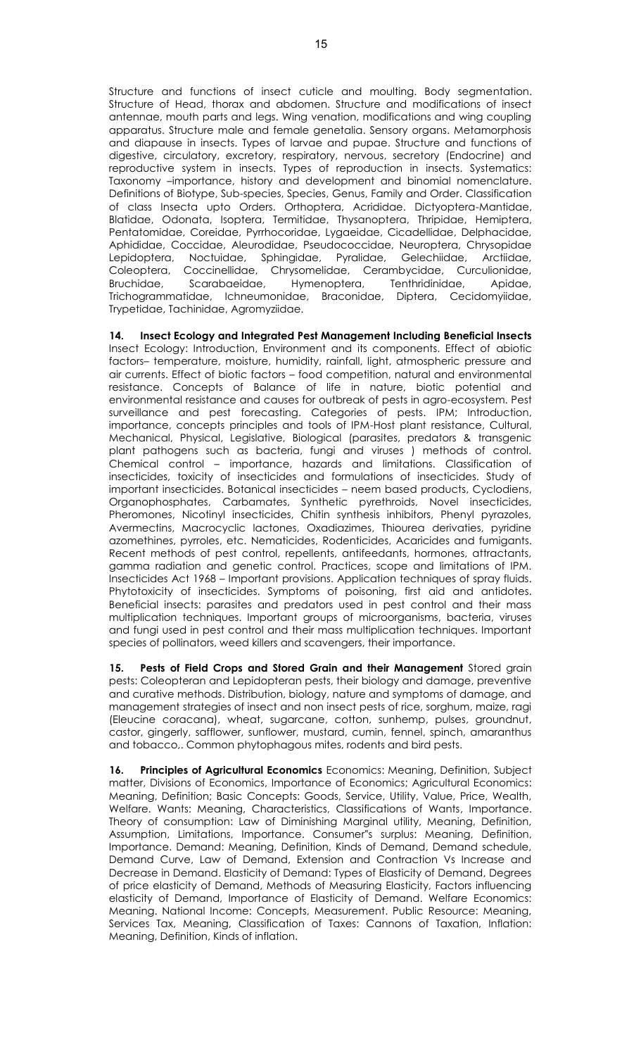Structure and functions of insect cuticle and moulting. Body segmentation. Structure of Head, thorax and abdomen. Structure and modifications of insect antennae, mouth parts and legs. Wing venation, modifications and wing coupling apparatus. Structure male and female genetalia. Sensory organs. Metamorphosis and diapause in insects. Types of larvae and pupae. Structure and functions of digestive, circulatory, excretory, respiratory, nervous, secretory (Endocrine) and reproductive system in insects. Types of reproduction in insects. Systematics: Taxonomy –importance, history and development and binomial nomenclature. Definitions of Biotype, Sub-species, Species, Genus, Family and Order. Classification of class Insecta upto Orders. Orthoptera, Acrididae. Dictyoptera-Mantidae, Blatidae, Odonata, Isoptera, Termitidae, Thysanoptera, Thripidae, Hemiptera, Pentatomidae, Coreidae, Pyrrhocoridae, Lygaeidae, Cicadellidae, Delphacidae, Aphididae, Coccidae, Aleurodidae, Pseudococcidae, Neuroptera, Chrysopidae Lepidoptera, Noctuidae, Sphingidae, Pyralidae, Gelechiidae, Arctiidae, Coleoptera, Coccinellidae, Chrysomelidae, Cerambycidae, Curculionidae, Bruchidae, Scarabaeidae, Hymenoptera, Tenthridinidae, Apidae, Trichogrammatidae, Ichneumonidae, Braconidae, Diptera, Cecidomyiidae, Trypetidae, Tachinidae, Agromyziidae.

**14. Insect Ecology and Integrated Pest Management Including Beneficial Insects** Insect Ecology: Introduction, Environment and its components. Effect of abiotic factors– temperature, moisture, humidity, rainfall, light, atmospheric pressure and air currents. Effect of biotic factors – food competition, natural and environmental resistance. Concepts of Balance of life in nature, biotic potential and environmental resistance and causes for outbreak of pests in agro-ecosystem. Pest surveillance and pest forecasting. Categories of pests. IPM; Introduction, importance, concepts principles and tools of IPM-Host plant resistance, Cultural, Mechanical, Physical, Legislative, Biological (parasites, predators & transgenic plant pathogens such as bacteria, fungi and viruses ) methods of control. Chemical control – importance, hazards and limitations. Classification of insecticides, toxicity of insecticides and formulations of insecticides. Study of important insecticides. Botanical insecticides – neem based products, Cyclodiens, Organophosphates, Carbamates, Synthetic pyrethroids, Novel insecticides, Pheromones, Nicotinyl insecticides, Chitin synthesis inhibitors, Phenyl pyrazoles, Avermectins, Macrocyclic lactones, Oxadiazimes, Thiourea derivaties, pyridine azomethines, pyrroles, etc. Nematicides, Rodenticides, Acaricides and fumigants. Recent methods of pest control, repellents, antifeedants, hormones, attractants, gamma radiation and genetic control. Practices, scope and limitations of IPM. Insecticides Act 1968 – Important provisions. Application techniques of spray fluids. Phytotoxicity of insecticides. Symptoms of poisoning, first aid and antidotes. Beneficial insects: parasites and predators used in pest control and their mass multiplication techniques. Important groups of microorganisms, bacteria, viruses and fungi used in pest control and their mass multiplication techniques. Important species of pollinators, weed killers and scavengers, their importance.

**15. Pests of Field Crops and Stored Grain and their Management** Stored grain pests: Coleopteran and Lepidopteran pests, their biology and damage, preventive and curative methods. Distribution, biology, nature and symptoms of damage, and management strategies of insect and non insect pests of rice, sorghum, maize, ragi (Eleucine coracana), wheat, sugarcane, cotton, sunhemp, pulses, groundnut, castor, gingerly, safflower, sunflower, mustard, cumin, fennel, spinch, amaranthus and tobacco,. Common phytophagous mites, rodents and bird pests.

**16. Principles of Agricultural Economics** Economics: Meaning, Definition, Subject matter, Divisions of Economics, Importance of Economics; Agricultural Economics: Meaning, Definition; Basic Concepts: Goods, Service, Utility, Value, Price, Wealth, Welfare. Wants: Meaning, Characteristics, Classifications of Wants, Importance. Theory of consumption: Law of Diminishing Marginal utility, Meaning, Definition, Assumption, Limitations, Importance. Consumer"s surplus: Meaning, Definition, Importance. Demand: Meaning, Definition, Kinds of Demand, Demand schedule, Demand Curve, Law of Demand, Extension and Contraction Vs Increase and Decrease in Demand. Elasticity of Demand: Types of Elasticity of Demand, Degrees of price elasticity of Demand, Methods of Measuring Elasticity, Factors influencing elasticity of Demand, Importance of Elasticity of Demand. Welfare Economics: Meaning. National Income: Concepts, Measurement. Public Resource: Meaning, Services Tax, Meaning, Classification of Taxes: Cannons of Taxation, Inflation: Meaning, Definition, Kinds of inflation.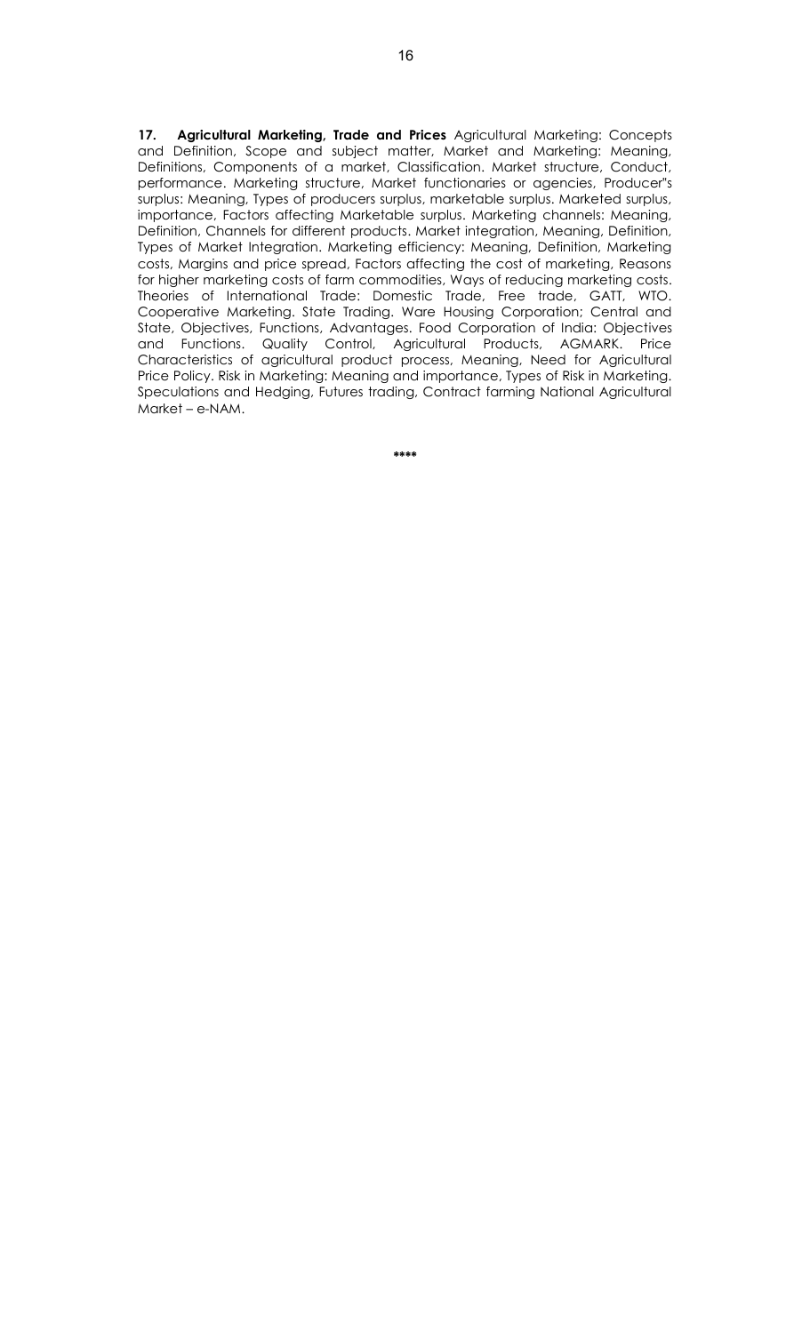**17. Agricultural Marketing, Trade and Prices** Agricultural Marketing: Concepts and Definition, Scope and subject matter, Market and Marketing: Meaning, Definitions, Components of a market, Classification. Market structure, Conduct, performance. Marketing structure, Market functionaries or agencies, Producer"s surplus: Meaning, Types of producers surplus, marketable surplus. Marketed surplus, importance, Factors affecting Marketable surplus. Marketing channels: Meaning, Definition, Channels for different products. Market integration, Meaning, Definition, Types of Market Integration. Marketing efficiency: Meaning, Definition, Marketing costs, Margins and price spread, Factors affecting the cost of marketing, Reasons for higher marketing costs of farm commodities, Ways of reducing marketing costs. Theories of International Trade: Domestic Trade, Free trade, GATT, WTO. Cooperative Marketing. State Trading. Ware Housing Corporation; Central and State, Objectives, Functions, Advantages. Food Corporation of India: Objectives and Functions. Quality Control, Agricultural Products, AGMARK. Price Characteristics of agricultural product process, Meaning, Need for Agricultural Price Policy. Risk in Marketing: Meaning and importance, Types of Risk in Marketing. Speculations and Hedging, Futures trading, Contract farming National Agricultural Market – e-NAM.

****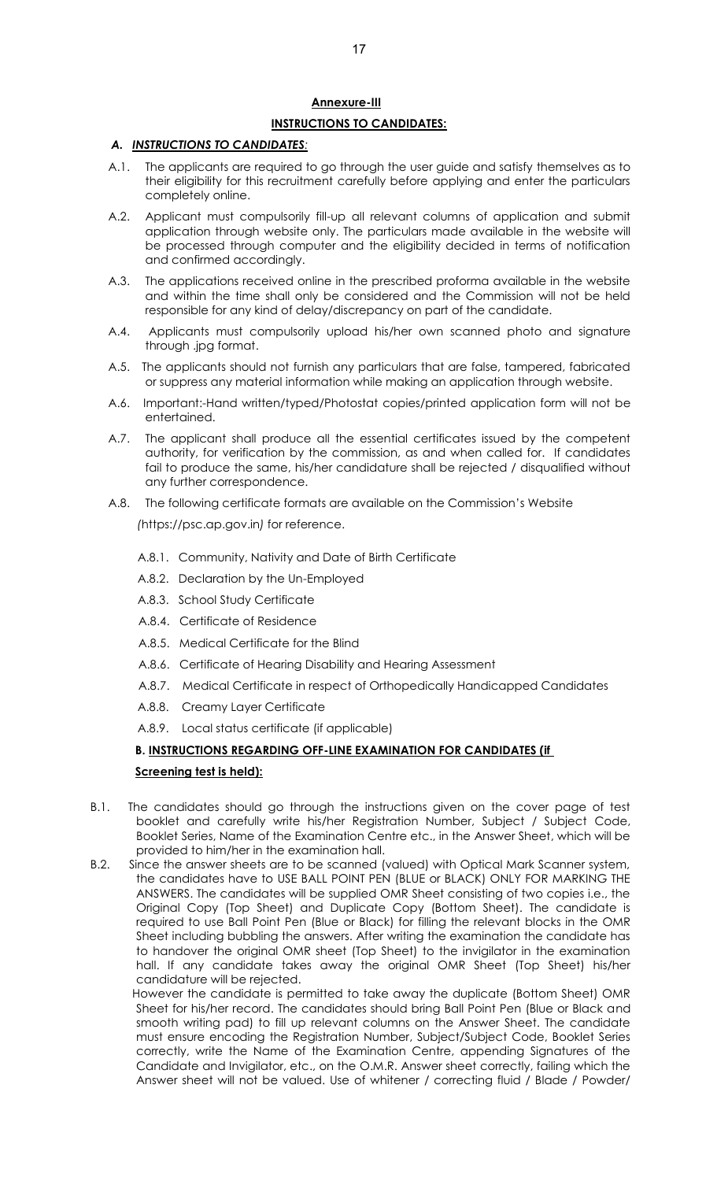## Annexure-III

## INSTRUCTIONS TO CANDIDATES:

### A. *INSTRUCTIONS TO CANDIDATES:*

A.1. The applicants are required to go through the user guide and satisfy themselves as to their eligibility for this recruitment carefully before applying and enter the particulars completely online.

A.2. Applicant must compulsorily fill-up all relevant columns of application and submit application through website only. The particulars made available in the website will be processed through computer and the eligibility decided in terms of notification and confirmed accordingly.

A.3. The applications received online in the prescribed proforma available in the website and within the time shall only be considered and the Commission will not be held responsible for any kind of delay/discrepancy on part of the candidate.

A.4. Applicants must compulsorily upload his/her own scanned photo and signature through .jpg format.

A.5. The applicants should not furnish any particulars that are false, tampered, fabricated or suppress any material information while making an application through website.

A.6. Important:-Hand written/typed/Photostat copies/printed application form will not be entertained.

A.7. The applicant shall produce all the essential certificates issued by the competent authority, for verification by the commission, as and when called for. If candidates fail to produce the same, his/her candidature shall be rejected / disqualified without any further correspondence.

A.8. The following certificate formats are available on the Commission's Website *(*https://psc.ap.gov.in*)* for reference.

- A.8.1. Community, Nativity and Date of Birth Certificate
- A.8.2. Declaration by the Un-Employed
- A.8.3. School Study Certificate
- A.8.4. Certificate of Residence
- A.8.5. Medical Certificate for the Blind
- A.8.6. Certificate of Hearing Disability and Hearing Assessment
- A.8.7. Medical Certificate in respect of Orthopedically Handicapped Candidates
- A.8.8. Creamy Layer Certificate
- A.8.9. Local status certificate (if applicable)

### B. INSTRUCTIONS REGARDING OFF-LINE EXAMINATION FOR CANDIDATES (if Screening test is held):

B.1. The candidates should go through the instructions given on the cover page of test booklet and carefully write his/her Registration Number, Subject / Subject Code, Booklet Series, Name of the Examination Centre etc., in the Answer Sheet, which will be provided to him/her in the examination hall.

B.2. Since the answer sheets are to be scanned (valued) with Optical Mark Scanner system, the candidates have to USE BALL POINT PEN (BLUE or BLACK) ONLY FOR MARKING THE ANSWERS. The candidates will be supplied OMR Sheet consisting of two copies i.e., the Original Copy (Top Sheet) and Duplicate Copy (Bottom Sheet). The candidate is required to use Ball Point Pen (Blue or Black) for filling the relevant blocks in the OMR Sheet including bubbling the answers. After writing the examination the candidate has to handover the original OMR sheet (Top Sheet) to the invigilator in the examination hall. If any candidate takes away the original OMR Sheet (Top Sheet) his/her candidature will be rejected.

However the candidate is permitted to take away the duplicate (Bottom Sheet) OMR Sheet for his/her record. The candidates should bring Ball Point Pen (Blue or Black and smooth writing pad) to fill up relevant columns on the Answer Sheet. The candidate must ensure encoding the Registration Number, Subject/Subject Code, Booklet Series correctly, write the Name of the Examination Centre, appending Signatures of the Candidate and Invigilator, etc., on the O.M.R. Answer sheet correctly, failing which the Answer sheet will not be valued. Use of whitener / correcting fluid / Blade / Powder/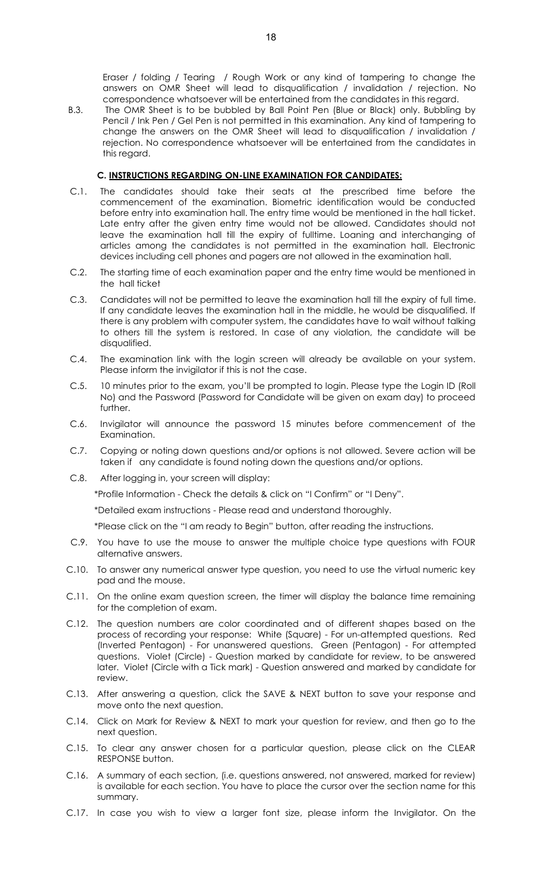Eraser / folding / Tearing / Rough Work or any kind of tampering to change the answers on OMR Sheet will lead to disqualification / invalidation / rejection. No correspondence whatsoever will be entertained from the candidates in this regard.

B.3. The OMR Sheet is to be bubbled by Ball Point Pen (Blue or Black) only. Bubbling by Pencil / Ink Pen / Gel Pen is not permitted in this examination. Any kind of tampering to change the answers on the OMR Sheet will lead to disqualification / invalidation / rejection. No correspondence whatsoever will be entertained from the candidates in this regard.

#### C. INSTRUCTIONS REGARDING ON-LINE EXAMINATION FOR CANDIDATES:

C.1. The candidates should take their seats at the prescribed time before the commencement of the examination. Biometric identification would be conducted before entry into examination hall. The entry time would be mentioned in the hall ticket. Late entry after the given entry time would not be allowed. Candidates should not leave the examination hall till the expiry of fulltime. Loaning and interchanging of articles among the candidates is not permitted in the examination hall. Electronic devices including cell phones and pagers are not allowed in the examination hall.

C.2. The starting time of each examination paper and the entry time would be mentioned in the hall ticket

C.3. Candidates will not be permitted to leave the examination hall till the expiry of full time. If any candidate leaves the examination hall in the middle, he would be disqualified. If there is any problem with computer system, the candidates have to wait without talking to others till the system is restored. In case of any violation, the candidate will be disqualified.

C.4. The examination link with the login screen will already be available on your system. Please inform the invigilator if this is not the case.

C.5. 10 minutes prior to the exam, you'll be prompted to login. Please type the Login ID (Roll No) and the Password (Password for Candidate will be given on exam day) to proceed further.

C.6. Invigilator will announce the password 15 minutes before commencement of the Examination.

C.7. Copying or noting down questions and/or options is not allowed. Severe action will be taken if any candidate is found noting down the questions and/or options.

C.8. After logging in, your screen will display:

*Profile Information - Check the details & click on "I Confirm" or "I Deny".

*Detailed exam instructions - Please read and understand thoroughly.

*Please click on the "I am ready to Begin" button, after reading the instructions.

C.9. You have to use the mouse to answer the multiple choice type questions with FOUR alternative answers.

C.10. To answer any numerical answer type question, you need to use the virtual numeric key pad and the mouse.

C.11. On the online exam question screen, the timer will display the balance time remaining for the completion of exam.

C.12. The question numbers are color coordinated and of different shapes based on the process of recording your response: White (Square) - For un-attempted questions. Red (Inverted Pentagon) - For unanswered questions. Green (Pentagon) - For attempted questions. Violet (Circle) - Question marked by candidate for review, to be answered later. Violet (Circle with a Tick mark) - Question answered and marked by candidate for review.

C.13. After answering a question, click the SAVE & NEXT button to save your response and move onto the next question.

C.14. Click on Mark for Review & NEXT to mark your question for review, and then go to the next question.

C.15. To clear any answer chosen for a particular question, please click on the CLEAR RESPONSE button.

C.16. A summary of each section, (i.e. questions answered, not answered, marked for review) is available for each section. You have to place the cursor over the section name for this summary.

C.17. In case you wish to view a larger font size, please inform the Invigilator. On the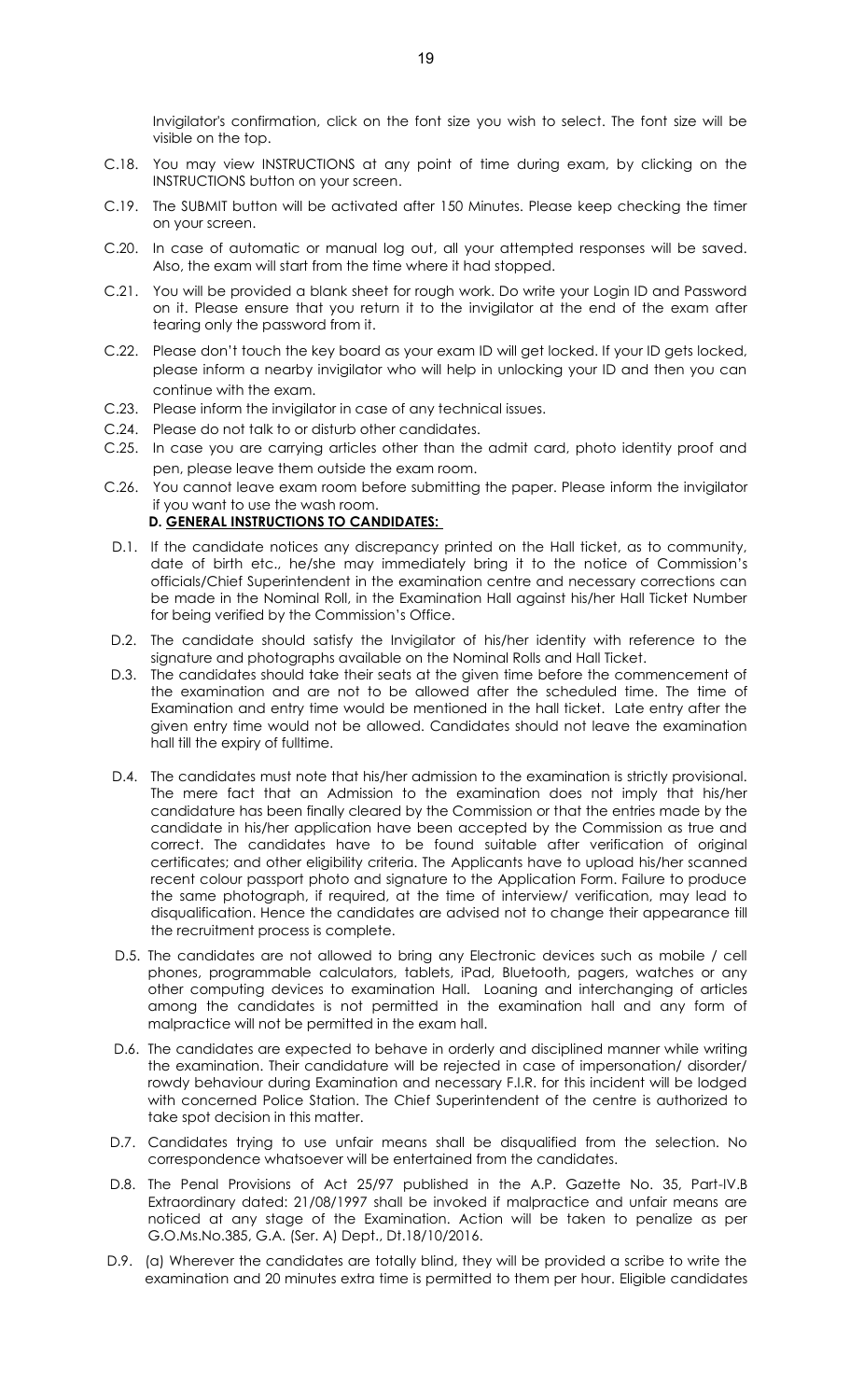Invigilator's confirmation, click on the font size you wish to select. The font size will be visible on the top.

C.18. You may view INSTRUCTIONS at any point of time during exam, by clicking on the INSTRUCTIONS button on your screen.

C.19. The SUBMIT button will be activated after 150 Minutes. Please keep checking the timer on your screen.

C.20. In case of automatic or manual log out, all your attempted responses will be saved. Also, the exam will start from the time where it had stopped.

C.21. You will be provided a blank sheet for rough work. Do write your Login ID and Password on it. Please ensure that you return it to the invigilator at the end of the exam after tearing only the password from it.

C.22. Please don't touch the key board as your exam ID will get locked. If your ID gets locked, please inform a nearby invigilator who will help in unlocking your ID and then you can continue with the exam.

C.23. Please inform the invigilator in case of any technical issues.

C.24. Please do not talk to or disturb other candidates.

C.25. In case you are carrying articles other than the admit card, photo identity proof and pen, please leave them outside the exam room.

C.26. You cannot leave exam room before submitting the paper. Please inform the invigilator if you want to use the wash room.

**D. GENERAL INSTRUCTIONS TO CANDIDATES:**

D.1. If the candidate notices any discrepancy printed on the Hall ticket, as to community, date of birth etc., he/she may immediately bring it to the notice of Commission's officials/Chief Superintendent in the examination centre and necessary corrections can be made in the Nominal Roll, in the Examination Hall against his/her Hall Ticket Number for being verified by the Commission's Office.

D.2. The candidate should satisfy the Invigilator of his/her identity with reference to the signature and photographs available on the Nominal Rolls and Hall Ticket.

D.3. The candidates should take their seats at the given time before the commencement of the examination and are not to be allowed after the scheduled time. The time of Examination and entry time would be mentioned in the hall ticket. Late entry after the given entry time would not be allowed. Candidates should not leave the examination hall till the expiry of fulltime.

D.4. The candidates must note that his/her admission to the examination is strictly provisional. The mere fact that an Admission to the examination does not imply that his/her candidature has been finally cleared by the Commission or that the entries made by the candidate in his/her application have been accepted by the Commission as true and correct. The candidates have to be found suitable after verification of original certificates; and other eligibility criteria. The Applicants have to upload his/her scanned recent colour passport photo and signature to the Application Form. Failure to produce the same photograph, if required, at the time of interview/ verification, may lead to disqualification. Hence the candidates are advised not to change their appearance till the recruitment process is complete.

D.5. The candidates are not allowed to bring any Electronic devices such as mobile / cell phones, programmable calculators, tablets, iPad, Bluetooth, pagers, watches or any other computing devices to examination Hall. Loaning and interchanging of articles among the candidates is not permitted in the examination hall and any form of malpractice will not be permitted in the exam hall.

D.6. The candidates are expected to behave in orderly and disciplined manner while writing the examination. Their candidature will be rejected in case of impersonation/ disorder/ rowdy behaviour during Examination and necessary F.I.R. for this incident will be lodged with concerned Police Station. The Chief Superintendent of the centre is authorized to take spot decision in this matter.

D.7. Candidates trying to use unfair means shall be disqualified from the selection. No correspondence whatsoever will be entertained from the candidates.

D.8. The Penal Provisions of Act 25/97 published in the A.P. Gazette No. 35, Part-IV.B Extraordinary dated: 21/08/1997 shall be invoked if malpractice and unfair means are noticed at any stage of the Examination. Action will be taken to penalize as per G.O.Ms.No.385, G.A. (Ser. A) Dept., Dt.18/10/2016.

D.9. (a) Wherever the candidates are totally blind, they will be provided a scribe to write the examination and 20 minutes extra time is permitted to them per hour. Eligible candidates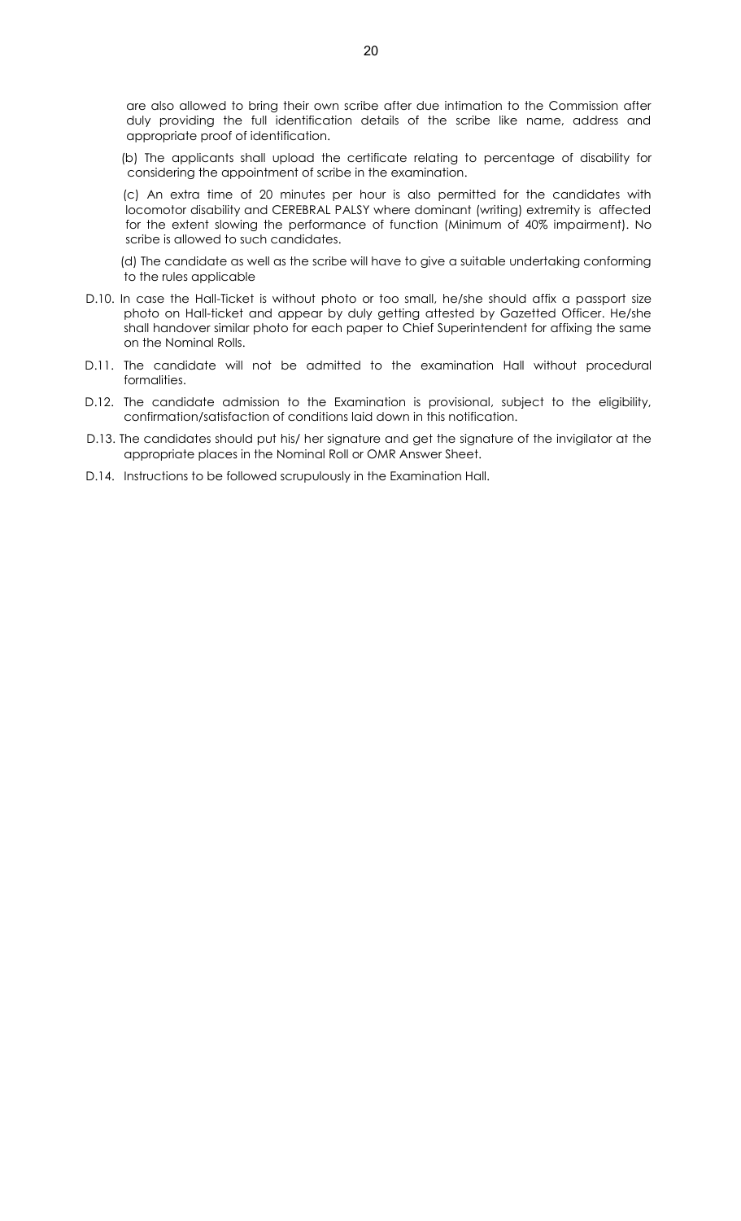are also allowed to bring their own scribe after due intimation to the Commission after duly providing the full identification details of the scribe like name, address and appropriate proof of identification.

(b) The applicants shall upload the certificate relating to percentage of disability for considering the appointment of scribe in the examination.

(c) An extra time of 20 minutes per hour is also permitted for the candidates with locomotor disability and CEREBRAL PALSY where dominant (writing) extremity is affected for the extent slowing the performance of function (Minimum of 40% impairment). No scribe is allowed to such candidates.

(d) The candidate as well as the scribe will have to give a suitable undertaking conforming to the rules applicable

D.10. In case the Hall-Ticket is without photo or too small, he/she should affix a passport size photo on Hall-ticket and appear by duly getting attested by Gazetted Officer. He/she shall handover similar photo for each paper to Chief Superintendent for affixing the same on the Nominal Rolls.

D.11. The candidate will not be admitted to the examination Hall without procedural formalities.

D.12. The candidate admission to the Examination is provisional, subject to the eligibility, confirmation/satisfaction of conditions laid down in this notification.

D.13. The candidates should put his/ her signature and get the signature of the invigilator at the appropriate places in the Nominal Roll or OMR Answer Sheet.

D.14. Instructions to be followed scrupulously in the Examination Hall.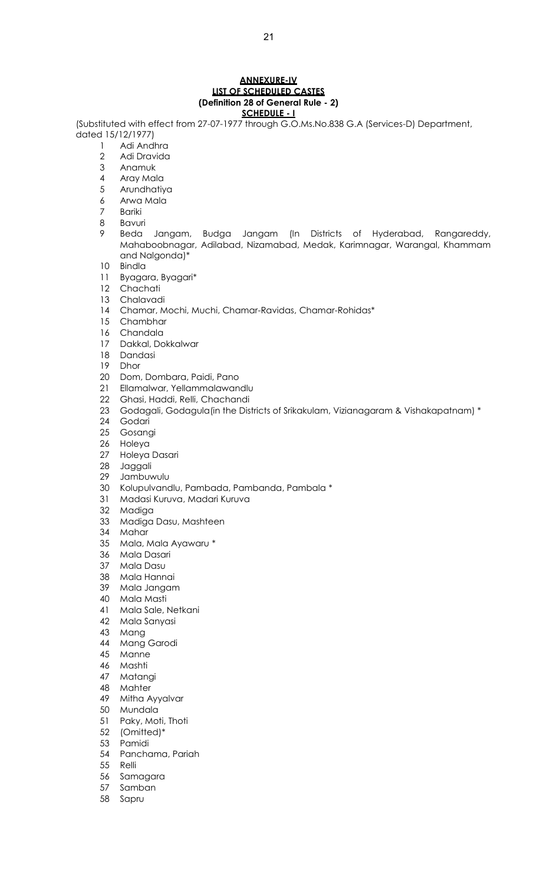**ANNEXURE-IV**
**LIST OF SCHEDULED CASTES**
**(Definition 28 of General Rule - 2)**
**SCHEDULE - I**

(Substituted with effect from 27-07-1977 through G.O.Ms.No.838 G.A (Services-D) Department, dated 15/12/1977)

1 Adi Andhra
2 Adi Dravida
3 Anamuk
4 Aray Mala
5 Arundhatiya
6 Arwa Mala
7 Bariki
8 Bavuri
9 Beda Jangam, Budga Jangam (In Districts of Hyderabad, Rangareddy, Mahaboobnagar, Adilabad, Nizamabad, Medak, Karimnagar, Warangal, Khammam and Nalgonda)*
10 Bindla
11 Byagara, Byagari*
12 Chachati
13 Chalavadi
14 Chamar, Mochi, Muchi, Chamar-Ravidas, Chamar-Rohidas*
15 Chambhar
16 Chandala
17 Dakkal, Dokkalwar
18 Dandasi
19 Dhor
20 Dom, Dombara, Paidi, Pano
21 Ellamalwar, Yellammalawandlu
22 Ghasi, Haddi, Relli, Chachandi
23 Godagali, Godagula(in the Districts of Srikakulam, Vizianagaram & Vishakapatnam) *
24 Godari
25 Gosangi
26 Holeya
27 Holeya Dasari
28 Jaggali
29 Jambuwulu
30 Kolupulvandlu, Pambada, Pambanda, Pambala *
31 Madasi Kuruva, Madari Kuruva
32 Madiga
33 Madiga Dasu, Mashteen
34 Mahar
35 Mala, Mala Ayawaru *
36 Mala Dasari
37 Mala Dasu
38 Mala Hannai
39 Mala Jangam
40 Mala Masti
41 Mala Sale, Netkani
42 Mala Sanyasi
43 Mang
44 Mang Garodi
45 Manne
46 Mashti
47 Matangi
48 Mahter
49 Mitha Ayyalvar
50 Mundala
51 Paky, Moti, Thoti
52 (Omitted)*
53 Pamidi
54 Panchama, Pariah
55 Relli
56 Samagara
57 Samban
58 Sapru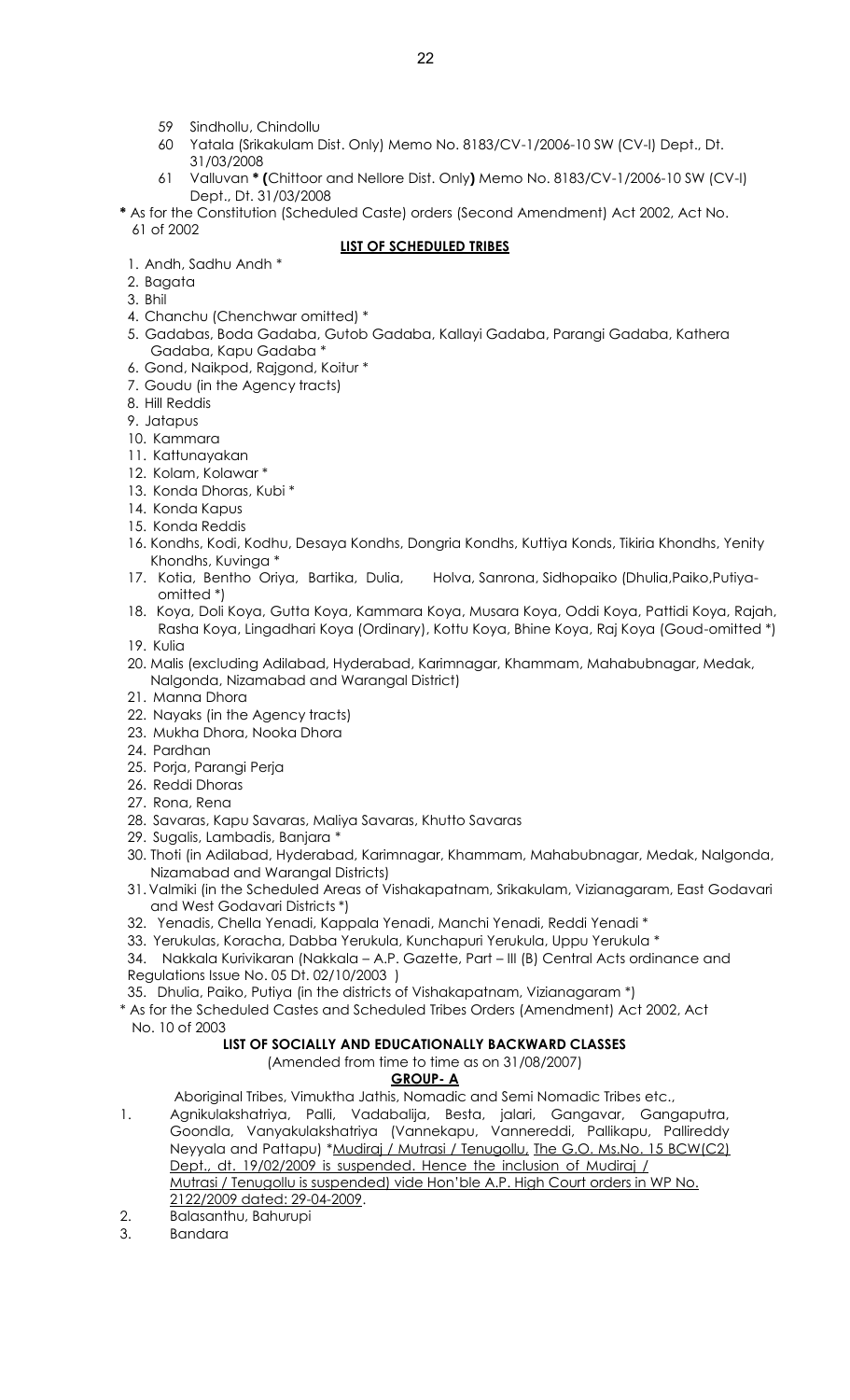59 Sindhollu, Chindollu

60 Yatala (Srikakulam Dist. Only) Memo No. 8183/CV-1/2006-10 SW (CV-I) Dept., Dt. 31/03/2008

61 Valluvan **\* (**Chittoor and Nellore Dist. Only**)** Memo No. 8183/CV-1/2006-10 SW (CV-I) Dept., Dt. 31/03/2008

**\*** As for the Constitution (Scheduled Caste) orders (Second Amendment) Act 2002, Act No. 61 of 2002

**<u>LIST OF SCHEDULED TRIBES</u>**

1. Andh, Sadhu Andh *
2. Bagata
3. Bhil
4. Chanchu (Chenchwar omitted) *
5. Gadabas, Boda Gadaba, Gutob Gadaba, Kallayi Gadaba, Parangi Gadaba, Kathera Gadaba, Kapu Gadaba *
6. Gond, Naikpod, Rajgond, Koitur *
7. Goudu (in the Agency tracts)
8. Hill Reddis
9. Jatapus
10. Kammara
11. Kattunayakan
12. Kolam, Kolawar *
13. Konda Dhoras, Kubi *
14. Konda Kapus
15. Konda Reddis
16. Kondhs, Kodi, Kodhu, Desaya Kondhs, Dongria Kondhs, Kuttiya Konds, Tikiria Khondhs, Yenity Khondhs, Kuvinga *
17. Kotia, Bentho Oriya, Bartika, Dulia, Holva, Sanrona, Sidhopaiko (Dhulia,Paiko,Putiya-omitted *)
18. Koya, Doli Koya, Gutta Koya, Kammara Koya, Musara Koya, Oddi Koya, Pattidi Koya, Rajah, Rasha Koya, Lingadhari Koya (Ordinary), Kottu Koya, Bhine Koya, Raj Koya (Goud-omitted *)
19. Kulia
20. Malis (excluding Adilabad, Hyderabad, Karimnagar, Khammam, Mahabubnagar, Medak, Nalgonda, Nizamabad and Warangal District)
21. Manna Dhora
22. Nayaks (in the Agency tracts)
23. Mukha Dhora, Nooka Dhora
24. Pardhan
25. Porja, Parangi Perja
26. Reddi Dhoras
27. Rona, Rena
28. Savaras, Kapu Savaras, Maliya Savaras, Khutto Savaras
29. Sugalis, Lambadis, Banjara *
30. Thoti (in Adilabad, Hyderabad, Karimnagar, Khammam, Mahabubnagar, Medak, Nalgonda, Nizamabad and Warangal Districts)
31. Valmiki (in the Scheduled Areas of Vishakapatnam, Srikakulam, Vizianagaram, East Godavari and West Godavari Districts *)
32. Yenadis, Chella Yenadi, Kappala Yenadi, Manchi Yenadi, Reddi Yenadi *
33. Yerukulas, Koracha, Dabba Yerukula, Kunchapuri Yerukula, Uppu Yerukula *
34. Nakkala Kurivikaran (Nakkala – A.P. Gazette, Part – III (B) Central Acts ordinance and Regulations Issue No. 05 Dt. 02/10/2003 )
35. Dhulia, Paiko, Putiya (in the districts of Vishakapatnam, Vizianagaram *)

\* As for the Scheduled Castes and Scheduled Tribes Orders (Amendment) Act 2002, Act No. 10 of 2003

**LIST OF SOCIALLY AND EDUCATIONALLY BACKWARD CLASSES**

(Amended from time to time as on 31/08/2007)

**<u>GROUP- A</u>**

Aboriginal Tribes, Vimuktha Jathis, Nomadic and Semi Nomadic Tribes etc.,

1. Agnikulakshatriya, Palli, Vadabalija, Besta, jalari, Gangavar, Gangaputra, Goondla, Vanyakulakshatriya (Vannekapu, Vannereddi, Pallikapu, Pallireddy Neyyala and Pattapu) *<u>Mudiraj / Mutrasi / Tenugollu, The G.O. Ms.No. 15 BCW(C2) Dept., dt. 19/02/2009 is suspended. Hence the inclusion of Mudiraj / Mutrasi / Tenugollu is suspended) vide Hon'ble A.P. High Court orders in WP No. 2122/2009 dated: 29-04-2009</u>.
2. Balasanthu, Bahurupi
3. Bandara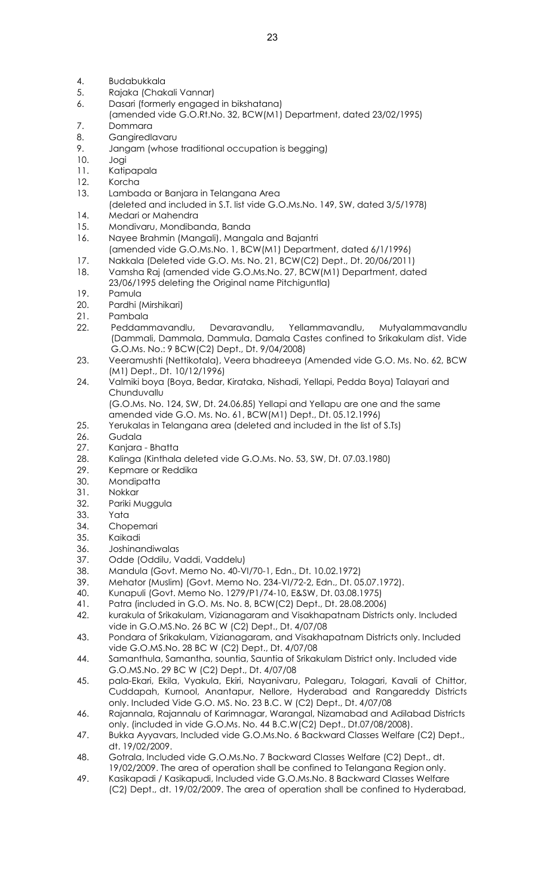4. Budabukkala
5. Rajaka (Chakali Vannar)
6. Dasari (formerly engaged in bikshatana)
   (amended vide G.O.Rt.No. 32, BCW(M1) Department, dated 23/02/1995)
7. Dommara
8. Gangiredlavaru
9. Jangam (whose traditional occupation is begging)
10. Jogi
11. Katipapala
12. Korcha
13. Lambada or Banjara in Telangana Area
    (deleted and included in S.T. list vide G.O.Ms.No. 149, SW, dated 3/5/1978)
14. Medari or Mahendra
15. Mondivaru, Mondibanda, Banda
16. Nayee Brahmin (Mangali), Mangala and Bajantri
    (amended vide G.O.Ms.No. 1, BCW(M1) Department, dated 6/1/1996)
17. Nakkala (Deleted vide G.O. Ms. No. 21, BCW(C2) Dept., Dt. 20/06/2011)
18. Vamsha Raj (amended vide G.O.Ms.No. 27, BCW(M1) Department, dated 23/06/1995 deleting the Original name Pitchiguntla)
19. Pamula
20. Pardhi (Mirshikari)
21. Pambala
22. Peddammavandlu, Devaravandlu, Yellammavandlu, Mutyalammavandlu (Dammali, Dammala, Dammula, Damala Castes confined to Srikakulam dist. Vide G.O.Ms. No.: 9 BCW(C2) Dept., Dt. 9/04/2008)
23. Veeramushti (Nettikotala), Veera bhadreeya (Amended vide G.O. Ms. No. 62, BCW (M1) Dept., Dt. 10/12/1996)
24. Valmiki boya (Boya, Bedar, Kirataka, Nishadi, Yellapi, Pedda Boya) Talayari and Chunduvallu
    (G.O.Ms. No. 124, SW, Dt. 24.06.85) Yellapi and Yellapu are one and the same amended vide G.O. Ms. No. 61, BCW(M1) Dept., Dt. 05.12.1996)
25. Yerukalas in Telangana area (deleted and included in the list of S.Ts)
26. Gudala
27. Kanjara - Bhatta
28. Kalinga (Kinthala deleted vide G.O.Ms. No. 53, SW, Dt. 07.03.1980)
29. Kepmare or Reddika
30. Mondipatta
31. Nokkar
32. Pariki Muggula
33. Yata
34. Chopemari
35. Kaikadi
36. Joshinandiwalas
37. Odde (Oddilu, Vaddi, Vaddelu)
38. Mandula (Govt. Memo No. 40-VI/70-1, Edn., Dt. 10.02.1972)
39. Mehator (Muslim) (Govt. Memo No. 234-VI/72-2, Edn., Dt. 05.07.1972).
40. Kunapuli (Govt. Memo No. 1279/P1/74-10, E&SW, Dt. 03.08.1975)
41. Patra (included in G.O. Ms. No. 8, BCW(C2) Dept., Dt. 28.08.2006)
42. kurakula of Srikakulam, Vizianagaram and Visakhapatnam Districts only. Included vide in G.O.MS.No. 26 BC W (C2) Dept., Dt. 4/07/08
43. Pondara of Srikakulam, Vizianagaram, and Visakhapatnam Districts only. Included vide G.O.MS.No. 28 BC W (C2) Dept., Dt. 4/07/08
44. Samanthula, Samantha, sountia, Sauntia of Srikakulam District only. Included vide G.O.MS.No. 29 BC W (C2) Dept., Dt. 4/07/08
45. pala-Ekari, Ekila, Vyakula, Ekiri, Nayanivaru, Palegaru, Tolagari, Kavali of Chittor, Cuddapah, Kurnool, Anantapur, Nellore, Hyderabad and Rangareddy Districts only. Included Vide G.O. MS. No. 23 B.C. W (C2) Dept., Dt. 4/07/08
46. Rajannala, Rajannalu of Karimnagar, Warangal, Nizamabad and Adilabad Districts only. (included in vide G.O.Ms. No. 44 B.C.W(C2) Dept., Dt.07/08/2008).
47. Bukka Ayyavars, Included vide G.O.Ms.No. 6 Backward Classes Welfare (C2) Dept., dt. 19/02/2009.
48. Gotrala, Included vide G.O.Ms.No. 7 Backward Classes Welfare (C2) Dept., dt. 19/02/2009. The area of operation shall be confined to Telangana Region only.
49. Kasikapadi / Kasikapudi, Included vide G.O.Ms.No. 8 Backward Classes Welfare (C2) Dept., dt. 19/02/2009. The area of operation shall be confined to Hyderabad,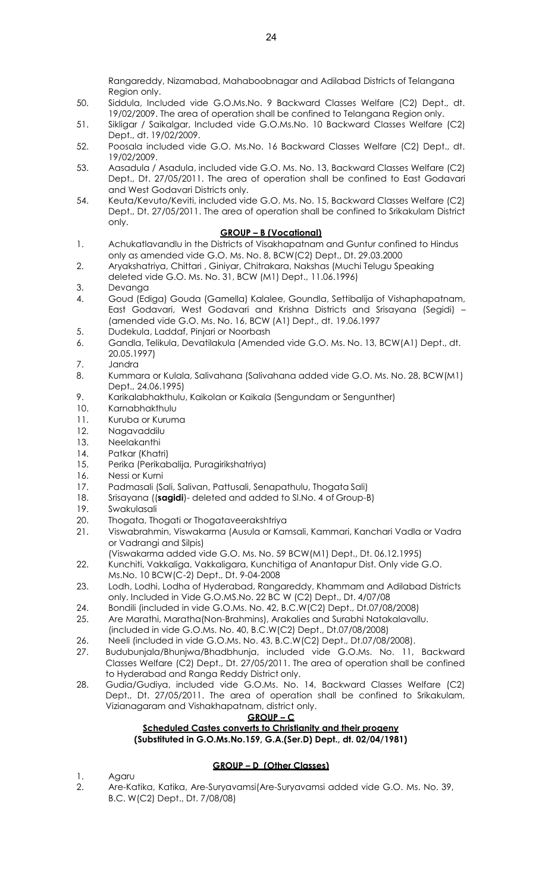Rangareddy, Nizamabad, Mahaboobnagar and Adilabad Districts of Telangana Region only.

50. Siddula, Included vide G.O.Ms.No. 9 Backward Classes Welfare (C2) Dept., dt. 19/02/2009. The area of operation shall be confined to Telangana Region only.
51. Sikligar / Saikalgar, Included vide G.O.Ms.No. 10 Backward Classes Welfare (C2) Dept., dt. 19/02/2009.
52. Poosala included vide G.O. Ms.No. 16 Backward Classes Welfare (C2) Dept., dt. 19/02/2009.
53. Aasadula / Asadula, included vide G.O. Ms. No. 13, Backward Classes Welfare (C2) Dept., Dt. 27/05/2011. The area of operation shall be confined to East Godavari and West Godavari Districts only.
54. Keuta/Kevuto/Keviti, included vide G.O. Ms. No. 15, Backward Classes Welfare (C2) Dept., Dt. 27/05/2011. The area of operation shall be confined to Srikakulam District only.

**GROUP – B (Vocational)**

1. Achukatlavandlu in the Districts of Visakhapatnam and Guntur confined to Hindus only as amended vide G.O. Ms. No. 8, BCW(C2) Dept., Dt. 29.03.2000
2. Aryakshatriya, Chittari , Giniyar, Chitrakara, Nakshas (Muchi Telugu Speaking deleted vide G.O. Ms. No. 31, BCW (M1) Dept., 11.06.1996)
3. Devanga
4. Goud (Ediga) Gouda (Gamella) Kalalee, Goundla, Settibalija of Vishaphapatnam, East Godavari, West Godavari and Krishna Districts and Srisayana (Segidi) – (amended vide G.O. Ms. No. 16, BCW (A1) Dept., dt. 19.06.1997
5. Dudekula, Laddaf, Pinjari or Noorbash
6. Gandla, Telikula, Devatilakula (Amended vide G.O. Ms. No. 13, BCW(A1) Dept., dt. 20.05.1997)
7. Jandra
8. Kummara or Kulala, Salivahana (Salivahana added vide G.O. Ms. No. 28, BCW(M1) Dept., 24.06.1995)
9. Karikalabhakthulu, Kaikolan or Kaikala (Sengundam or Sengunther)
10. Karnabhakthulu
11. Kuruba or Kuruma
12. Nagavaddilu
13. Neelakanthi
14. Patkar (Khatri)
15. Perika (Perikabalija, Puragirikshatriya)
16. Nessi or Kurni
17. Padmasali (Sali, Salivan, Pattusali, Senapathulu, Thogata Sali)
18. Srisayana ((**sagidi**)- deleted and added to Sl.No. 4 of Group-B)
19. Swakulasali
20. Thogata, Thogati or Thogataveerakshtriya
21. Viswabrahmin, Viswakarma (Ausula or Kamsali, Kammari, Kanchari Vadla or Vadra or Vadrangi and Silpis)
    (Viswakarma added vide G.O. Ms. No. 59 BCW(M1) Dept., Dt. 06.12.1995)
22. Kunchiti, Vakkaliga, Vakkaligara, Kunchitiga of Anantapur Dist. Only vide G.O. Ms.No. 10 BCW(C-2) Dept., Dt. 9-04-2008
23. Lodh, Lodhi, Lodha of Hyderabad, Rangareddy, Khammam and Adilabad Districts only. Included in Vide G.O.MS.No. 22 BC W (C2) Dept., Dt. 4/07/08
24. Bondili (included in vide G.O.Ms. No. 42, B.C.W(C2) Dept., Dt.07/08/2008)
25. Are Marathi, Maratha(Non-Brahmins), Arakalies and Surabhi Natakalavallu. (included in vide G.O.Ms. No. 40, B.C.W(C2) Dept., Dt.07/08/2008)
26. Neeli (included in vide G.O.Ms. No. 43, B.C.W(C2) Dept., Dt.07/08/2008).
27. Budubunjala/Bhunjwa/Bhadbhunja, included vide G.O.Ms. No. 11, Backward Classes Welfare (C2) Dept., Dt. 27/05/2011. The area of operation shall be confined to Hyderabad and Ranga Reddy District only.
28. Gudia/Gudiya, included vide G.O.Ms. No. 14, Backward Classes Welfare (C2) Dept., Dt. 27/05/2011. The area of operation shall be confined to Srikakulam, Vizianagaram and Vishakhapatnam, district only.

**GROUP – C**

**Scheduled Castes converts to Christianity and their progeny**
**(Substituted in G.O.Ms.No.159, G.A.(Ser.D) Dept., dt. 02/04/1981)**

**GROUP – D (Other Classes)**

1. Agaru
2. Are-Katika, Katika, Are-Suryavamsi(Are-Suryavamsi added vide G.O. Ms. No. 39, B.C. W(C2) Dept., Dt. 7/08/08)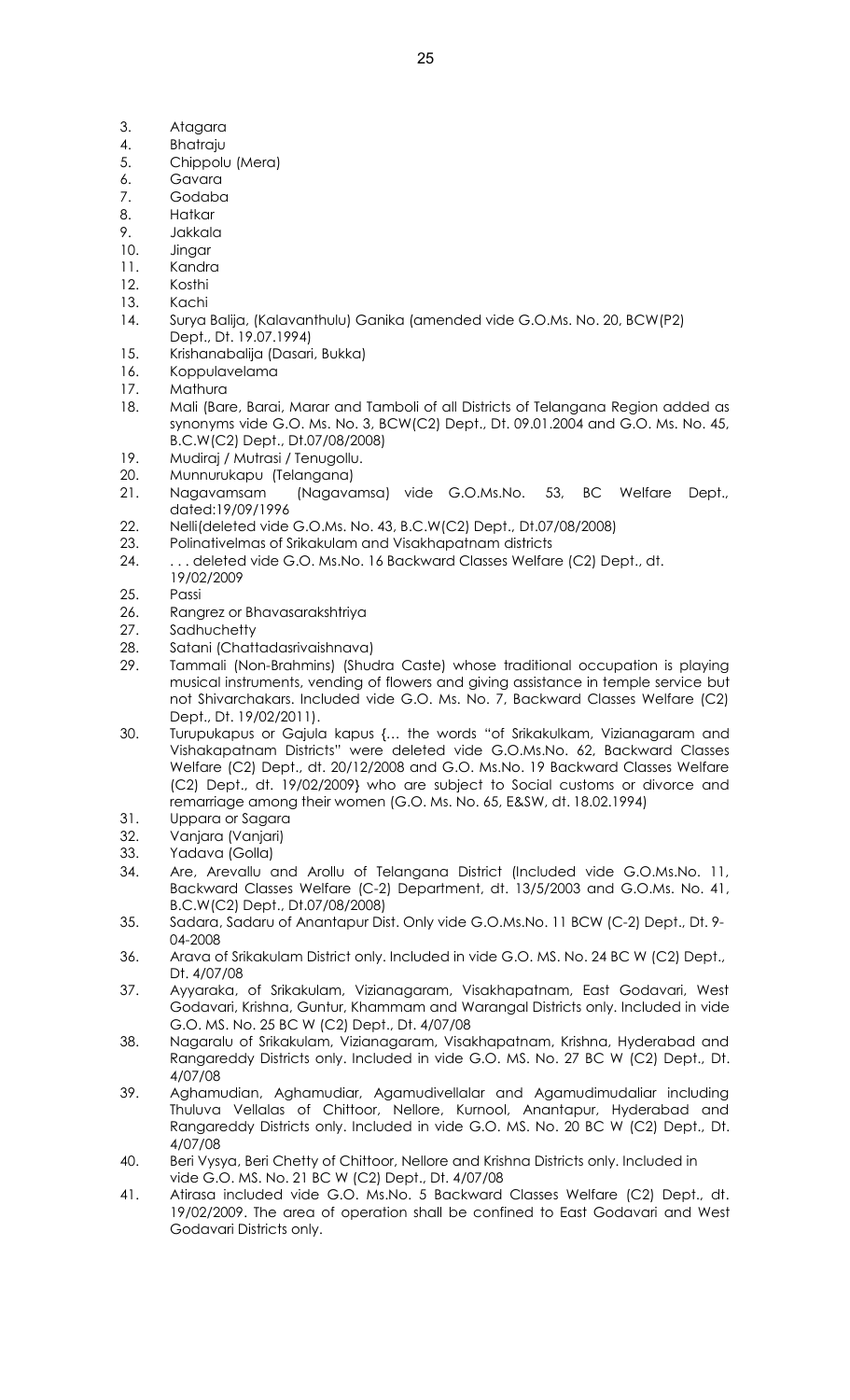3. Atagara
4. Bhatraju
5. Chippolu (Mera)
6. Gavara
7. Godaba
8. Hatkar
9. Jakkala
10. Jingar
11. Kandra
12. Kosthi
13. Kachi
14. Surya Balija, (Kalavanthulu) Ganika (amended vide G.O.Ms. No. 20, BCW(P2) Dept., Dt. 19.07.1994)
15. Krishanabalija (Dasari, Bukka)
16. Koppulavelama
17. Mathura
18. Mali (Bare, Barai, Marar and Tamboli of all Districts of Telangana Region added as synonyms vide G.O. Ms. No. 3, BCW(C2) Dept., Dt. 09.01.2004 and G.O. Ms. No. 45, B.C.W(C2) Dept., Dt.07/08/2008)
19. Mudiraj / Mutrasi / Tenugollu.
20. Munnurukapu (Telangana)
21. Nagavamsam (Nagavamsa) vide G.O.Ms.No. 53, BC Welfare Dept., dated:19/09/1996
22. Nelli(deleted vide G.O.Ms. No. 43, B.C.W(C2) Dept., Dt.07/08/2008)
23. Polinativelmas of Srikakulam and Visakhapatnam districts
24. . . . deleted vide G.O. Ms.No. 16 Backward Classes Welfare (C2) Dept., dt. 19/02/2009
25. Passi
26. Rangrez or Bhavasarakshtriya
27. Sadhuchetty
28. Satani (Chattadasrivaishnava)
29. Tammali (Non-Brahmins) (Shudra Caste) whose traditional occupation is playing musical instruments, vending of flowers and giving assistance in temple service but not Shivarchakars. Included vide G.O. Ms. No. 7, Backward Classes Welfare (C2) Dept., Dt. 19/02/2011).
30. Turupukapus or Gajula kapus {… the words "of Srikakulkam, Vizianagaram and Vishakapatnam Districts" were deleted vide G.O.Ms.No. 62, Backward Classes Welfare (C2) Dept., dt. 20/12/2008 and G.O. Ms.No. 19 Backward Classes Welfare (C2) Dept., dt. 19/02/2009} who are subject to Social customs or divorce and remarriage among their women (G.O. Ms. No. 65, E&SW, dt. 18.02.1994)
31. Uppara or Sagara
32. Vanjara (Vanjari)
33. Yadava (Golla)
34. Are, Arevallu and Arollu of Telangana District (Included vide G.O.Ms.No. 11, Backward Classes Welfare (C-2) Department, dt. 13/5/2003 and G.O.Ms. No. 41, B.C.W(C2) Dept., Dt.07/08/2008)
35. Sadara, Sadaru of Anantapur Dist. Only vide G.O.Ms.No. 11 BCW (C-2) Dept., Dt. 9-04-2008
36. Arava of Srikakulam District only. Included in vide G.O. MS. No. 24 BC W (C2) Dept., Dt. 4/07/08
37. Ayyaraka, of Srikakulam, Vizianagaram, Visakhapatnam, East Godavari, West Godavari, Krishna, Guntur, Khammam and Warangal Districts only. Included in vide G.O. MS. No. 25 BC W (C2) Dept., Dt. 4/07/08
38. Nagaralu of Srikakulam, Vizianagaram, Visakhapatnam, Krishna, Hyderabad and Rangareddy Districts only. Included in vide G.O. MS. No. 27 BC W (C2) Dept., Dt. 4/07/08
39. Aghamudian, Aghamudiar, Agamudivellalar and Agamudimudaliar including Thuluva Vellalas of Chittoor, Nellore, Kurnool, Anantapur, Hyderabad and Rangareddy Districts only. Included in vide G.O. MS. No. 20 BC W (C2) Dept., Dt. 4/07/08
40. Beri Vysya, Beri Chetty of Chittoor, Nellore and Krishna Districts only. Included in vide G.O. MS. No. 21 BC W (C2) Dept., Dt. 4/07/08
41. Atirasa included vide G.O. Ms.No. 5 Backward Classes Welfare (C2) Dept., dt. 19/02/2009. The area of operation shall be confined to East Godavari and West Godavari Districts only.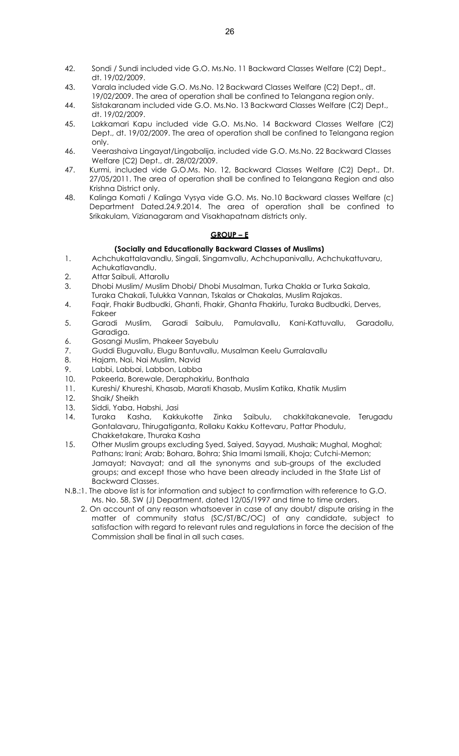42. Sondi / Sundi included vide G.O. Ms.No. 11 Backward Classes Welfare (C2) Dept., dt. 19/02/2009.
43. Varala included vide G.O. Ms.No. 12 Backward Classes Welfare (C2) Dept., dt. 19/02/2009. The area of operation shall be confined to Telangana region only.
44. Sistakaranam included vide G.O. Ms.No. 13 Backward Classes Welfare (C2) Dept., dt. 19/02/2009.
45. Lakkamari Kapu included vide G.O. Ms.No. 14 Backward Classes Welfare (C2) Dept., dt. 19/02/2009. The area of operation shall be confined to Telangana region only.
46. Veerashaiva Lingayat/Lingabalija, included vide G.O. Ms.No. 22 Backward Classes Welfare (C2) Dept., dt. 28/02/2009.
47. Kurmi, included vide G.O.Ms. No. 12, Backward Classes Welfare (C2) Dept., Dt. 27/05/2011. The area of operation shall be confined to Telangana Region and also Krishna District only.
48. Kalinga Komati / Kalinga Vysya vide G.O. Ms. No.10 Backward classes Welfare (c) Department Dated.24.9.2014. The area of operation shall be confined to Srikakulam, Vizianagaram and Visakhapatnam districts only.

## GROUP – E

### (Socially and Educationally Backward Classes of Muslims)

1. Achchukattalavandlu, Singali, Singamvallu, Achchupanivallu, Achchukattuvaru, Achukatlavandlu.
2. Attar Saibuli, Attarollu
3. Dhobi Muslim/ Muslim Dhobi/ Dhobi Musalman, Turka Chakla or Turka Sakala, Turaka Chakali, Tulukka Vannan, Tskalas or Chakalas, Muslim Rajakas.
4. Faqir, Fhakir Budbudki, Ghanti, Fhakir, Ghanta Fhakirlu, Turaka Budbudki, Derves, Fakeer
5. Garadi Muslim, Garadi Saibulu, Pamulavallu, Kani-Kattuvallu, Garadollu, Garadiga.
6. Gosangi Muslim, Phakeer Sayebulu
7. Guddi Eluguvallu, Elugu Bantuvallu, Musalman Keelu Gurralavallu
8. Hajam, Nai, Nai Muslim, Navid
9. Labbi, Labbai, Labbon, Labba
10. Pakeerla, Borewale, Deraphakirlu, Bonthala
11. Kureshi/ Khureshi, Khasab, Marati Khasab, Muslim Katika, Khatik Muslim
12. Shaik/ Sheikh
13. Siddi, Yaba, Habshi, Jasi
14. Turaka Kasha, Kakkukotte Zinka Saibulu, chakkitakanevale, Terugadu Gontalavaru, Thirugatiganta, Rollaku Kakku Kottevaru, Pattar Phodulu, Chakketakare, Thuraka Kasha
15. Other Muslim groups excluding Syed, Saiyed, Sayyad, Mushaik; Mughal, Moghal; Pathans; Irani; Arab; Bohara, Bohra; Shia Imami Ismaili, Khoja; Cutchi-Memon; Jamayat; Navayat; and all the synonyms and sub-groups of the excluded groups; and except those who have been already included in the State List of Backward Classes.

N.B.:1. The above list is for information and subject to confirmation with reference to G.O. Ms. No. 58, SW (J) Department, dated 12/05/1997 and time to time orders.

2. On account of any reason whatsoever in case of any doubt/ dispute arising in the matter of community status (SC/ST/BC/OC) of any candidate, subject to satisfaction with regard to relevant rules and regulations in force the decision of the Commission shall be final in all such cases.